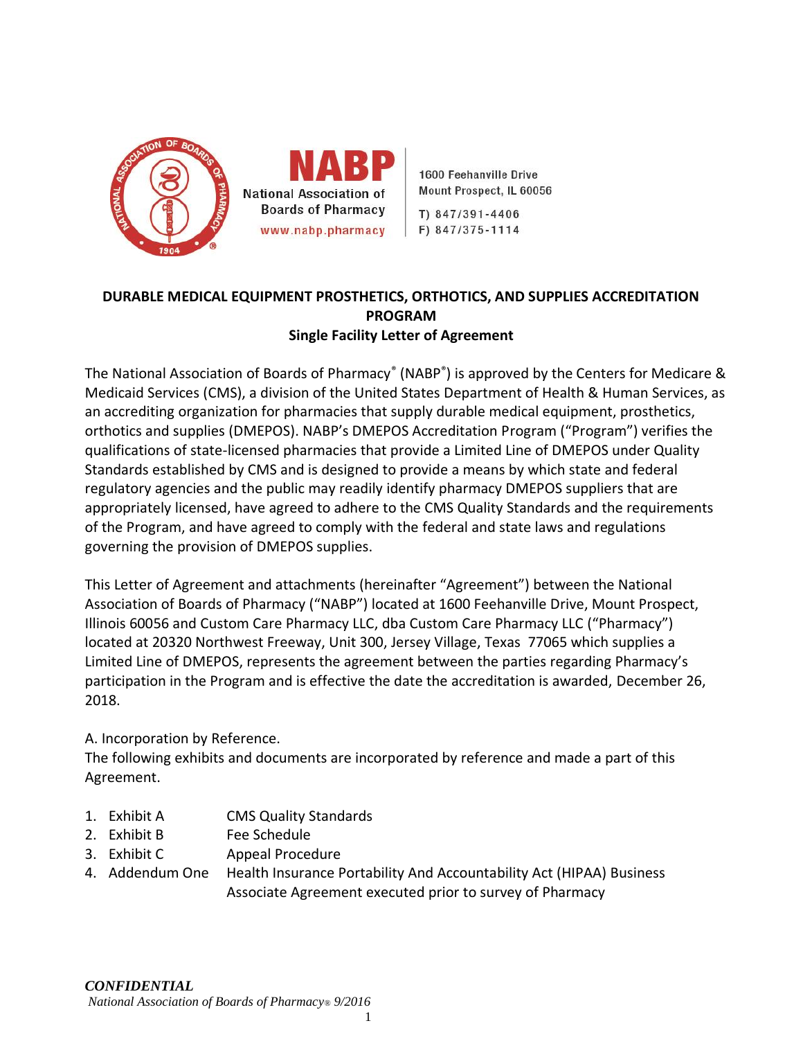National Association of Boards of Pharmacy

www.nabp.pharmacy

1600 Feehanville Drive
Mount Prospect, IL 60056

T) 847/391-4406
F) 847/375-1114

# DURABLE MEDICAL EQUIPMENT PROSTHETICS, ORTHOTICS, AND SUPPLIES ACCREDITATION PROGRAM

## Single Facility Letter of Agreement

The National Association of Boards of Pharmacy® (NABP®) is approved by the Centers for Medicare & Medicaid Services (CMS), a division of the United States Department of Health & Human Services, as an accrediting organization for pharmacies that supply durable medical equipment, prosthetics, orthotics and supplies (DMEPOS). NABP's DMEPOS Accreditation Program ("Program") verifies the qualifications of state-licensed pharmacies that provide a Limited Line of DMEPOS under Quality Standards established by CMS and is designed to provide a means by which state and federal regulatory agencies and the public may readily identify pharmacy DMEPOS suppliers that are appropriately licensed, have agreed to adhere to the CMS Quality Standards and the requirements of the Program, and have agreed to comply with the federal and state laws and regulations governing the provision of DMEPOS supplies.

This Letter of Agreement and attachments (hereinafter "Agreement") between the National Association of Boards of Pharmacy ("NABP") located at 1600 Feehanville Drive, Mount Prospect, Illinois 60056 and Custom Care Pharmacy LLC, dba Custom Care Pharmacy LLC ("Pharmacy") located at 20320 Northwest Freeway, Unit 300, Jersey Village, Texas 77065 which supplies a Limited Line of DMEPOS, represents the agreement between the parties regarding Pharmacy's participation in the Program and is effective the date the accreditation is awarded, December 26, 2018.

A. Incorporation by Reference.
The following exhibits and documents are incorporated by reference and made a part of this Agreement.

1. Exhibit A — CMS Quality Standards
2. Exhibit B — Fee Schedule
3. Exhibit C — Appeal Procedure
4. Addendum One — Health Insurance Portability And Accountability Act (HIPAA) Business Associate Agreement executed prior to survey of Pharmacy

*CONFIDENTIAL*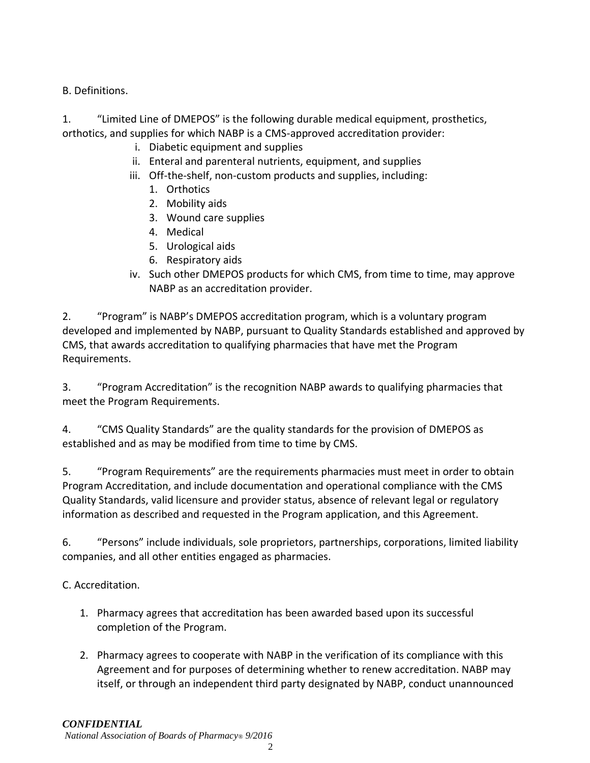B. Definitions.

1. "Limited Line of DMEPOS" is the following durable medical equipment, prosthetics, orthotics, and supplies for which NABP is a CMS-approved accreditation provider:

   i. Diabetic equipment and supplies
   ii. Enteral and parenteral nutrients, equipment, and supplies
   iii. Off-the-shelf, non-custom products and supplies, including:
      1. Orthotics
      2. Mobility aids
      3. Wound care supplies
      4. Medical
      5. Urological aids
      6. Respiratory aids
   iv. Such other DMEPOS products for which CMS, from time to time, may approve NABP as an accreditation provider.

2. "Program" is NABP's DMEPOS accreditation program, which is a voluntary program developed and implemented by NABP, pursuant to Quality Standards established and approved by CMS, that awards accreditation to qualifying pharmacies that have met the Program Requirements.

3. "Program Accreditation" is the recognition NABP awards to qualifying pharmacies that meet the Program Requirements.

4. "CMS Quality Standards" are the quality standards for the provision of DMEPOS as established and as may be modified from time to time by CMS.

5. "Program Requirements" are the requirements pharmacies must meet in order to obtain Program Accreditation, and include documentation and operational compliance with the CMS Quality Standards, valid licensure and provider status, absence of relevant legal or regulatory information as described and requested in the Program application, and this Agreement.

6. "Persons" include individuals, sole proprietors, partnerships, corporations, limited liability companies, and all other entities engaged as pharmacies.

C. Accreditation.

1. Pharmacy agrees that accreditation has been awarded based upon its successful completion of the Program.

2. Pharmacy agrees to cooperate with NABP in the verification of its compliance with this Agreement and for purposes of determining whether to renew accreditation. NABP may itself, or through an independent third party designated by NABP, conduct unannounced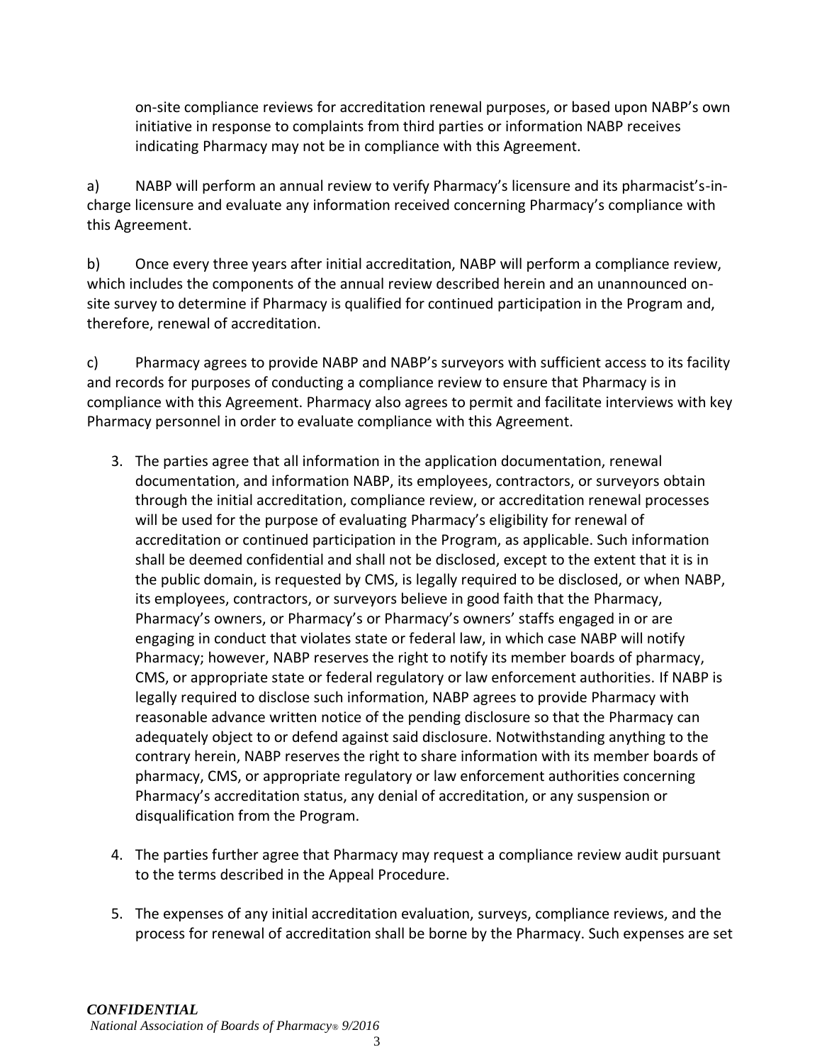on-site compliance reviews for accreditation renewal purposes, or based upon NABP's own initiative in response to complaints from third parties or information NABP receives indicating Pharmacy may not be in compliance with this Agreement.

a) NABP will perform an annual review to verify Pharmacy's licensure and its pharmacist's-in-charge licensure and evaluate any information received concerning Pharmacy's compliance with this Agreement.

b) Once every three years after initial accreditation, NABP will perform a compliance review, which includes the components of the annual review described herein and an unannounced on-site survey to determine if Pharmacy is qualified for continued participation in the Program and, therefore, renewal of accreditation.

c) Pharmacy agrees to provide NABP and NABP's surveyors with sufficient access to its facility and records for purposes of conducting a compliance review to ensure that Pharmacy is in compliance with this Agreement. Pharmacy also agrees to permit and facilitate interviews with key Pharmacy personnel in order to evaluate compliance with this Agreement.

3. The parties agree that all information in the application documentation, renewal documentation, and information NABP, its employees, contractors, or surveyors obtain through the initial accreditation, compliance review, or accreditation renewal processes will be used for the purpose of evaluating Pharmacy's eligibility for renewal of accreditation or continued participation in the Program, as applicable. Such information shall be deemed confidential and shall not be disclosed, except to the extent that it is in the public domain, is requested by CMS, is legally required to be disclosed, or when NABP, its employees, contractors, or surveyors believe in good faith that the Pharmacy, Pharmacy's owners, or Pharmacy's or Pharmacy's owners' staffs engaged in or are engaging in conduct that violates state or federal law, in which case NABP will notify Pharmacy; however, NABP reserves the right to notify its member boards of pharmacy, CMS, or appropriate state or federal regulatory or law enforcement authorities. If NABP is legally required to disclose such information, NABP agrees to provide Pharmacy with reasonable advance written notice of the pending disclosure so that the Pharmacy can adequately object to or defend against said disclosure. Notwithstanding anything to the contrary herein, NABP reserves the right to share information with its member boards of pharmacy, CMS, or appropriate regulatory or law enforcement authorities concerning Pharmacy's accreditation status, any denial of accreditation, or any suspension or disqualification from the Program.

4. The parties further agree that Pharmacy may request a compliance review audit pursuant to the terms described in the Appeal Procedure.

5. The expenses of any initial accreditation evaluation, surveys, compliance reviews, and the process for renewal of accreditation shall be borne by the Pharmacy. Such expenses are set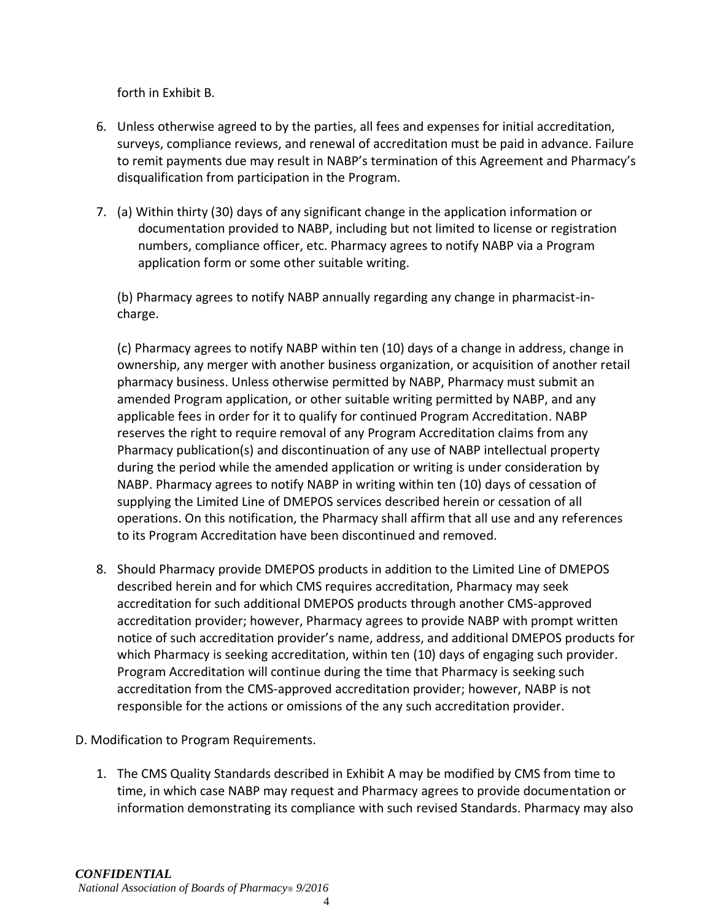forth in Exhibit B.

6. Unless otherwise agreed to by the parties, all fees and expenses for initial accreditation, surveys, compliance reviews, and renewal of accreditation must be paid in advance. Failure to remit payments due may result in NABP's termination of this Agreement and Pharmacy's disqualification from participation in the Program.

7. (a) Within thirty (30) days of any significant change in the application information or documentation provided to NABP, including but not limited to license or registration numbers, compliance officer, etc. Pharmacy agrees to notify NABP via a Program application form or some other suitable writing.

   (b) Pharmacy agrees to notify NABP annually regarding any change in pharmacist-in-charge.

   (c) Pharmacy agrees to notify NABP within ten (10) days of a change in address, change in ownership, any merger with another business organization, or acquisition of another retail pharmacy business. Unless otherwise permitted by NABP, Pharmacy must submit an amended Program application, or other suitable writing permitted by NABP, and any applicable fees in order for it to qualify for continued Program Accreditation. NABP reserves the right to require removal of any Program Accreditation claims from any Pharmacy publication(s) and discontinuation of any use of NABP intellectual property during the period while the amended application or writing is under consideration by NABP. Pharmacy agrees to notify NABP in writing within ten (10) days of cessation of supplying the Limited Line of DMEPOS services described herein or cessation of all operations. On this notification, the Pharmacy shall affirm that all use and any references to its Program Accreditation have been discontinued and removed.

8. Should Pharmacy provide DMEPOS products in addition to the Limited Line of DMEPOS described herein and for which CMS requires accreditation, Pharmacy may seek accreditation for such additional DMEPOS products through another CMS-approved accreditation provider; however, Pharmacy agrees to provide NABP with prompt written notice of such accreditation provider's name, address, and additional DMEPOS products for which Pharmacy is seeking accreditation, within ten (10) days of engaging such provider. Program Accreditation will continue during the time that Pharmacy is seeking such accreditation from the CMS-approved accreditation provider; however, NABP is not responsible for the actions or omissions of the any such accreditation provider.

D. Modification to Program Requirements.

1. The CMS Quality Standards described in Exhibit A may be modified by CMS from time to time, in which case NABP may request and Pharmacy agrees to provide documentation or information demonstrating its compliance with such revised Standards. Pharmacy may also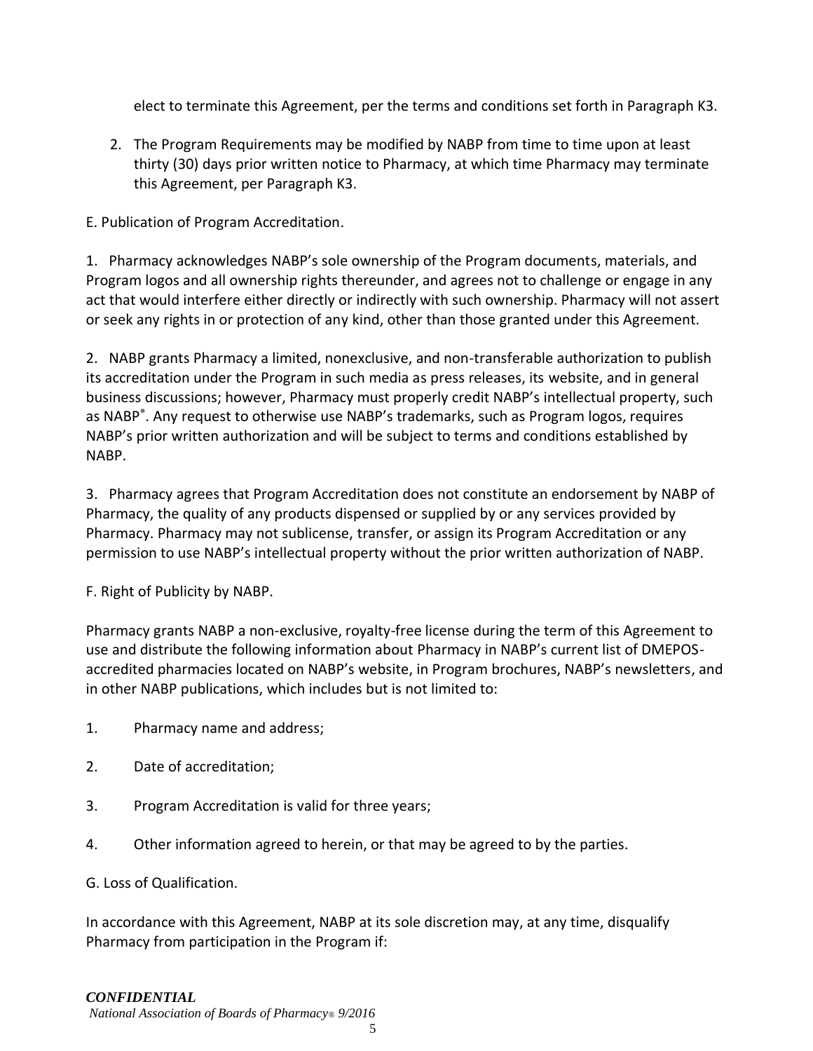elect to terminate this Agreement, per the terms and conditions set forth in Paragraph K3.

2. The Program Requirements may be modified by NABP from time to time upon at least thirty (30) days prior written notice to Pharmacy, at which time Pharmacy may terminate this Agreement, per Paragraph K3.

E. Publication of Program Accreditation.

1. Pharmacy acknowledges NABP's sole ownership of the Program documents, materials, and Program logos and all ownership rights thereunder, and agrees not to challenge or engage in any act that would interfere either directly or indirectly with such ownership. Pharmacy will not assert or seek any rights in or protection of any kind, other than those granted under this Agreement.

2. NABP grants Pharmacy a limited, nonexclusive, and non-transferable authorization to publish its accreditation under the Program in such media as press releases, its website, and in general business discussions; however, Pharmacy must properly credit NABP's intellectual property, such as NABP®. Any request to otherwise use NABP's trademarks, such as Program logos, requires NABP's prior written authorization and will be subject to terms and conditions established by NABP.

3. Pharmacy agrees that Program Accreditation does not constitute an endorsement by NABP of Pharmacy, the quality of any products dispensed or supplied by or any services provided by Pharmacy. Pharmacy may not sublicense, transfer, or assign its Program Accreditation or any permission to use NABP's intellectual property without the prior written authorization of NABP.

F. Right of Publicity by NABP.

Pharmacy grants NABP a non-exclusive, royalty-free license during the term of this Agreement to use and distribute the following information about Pharmacy in NABP's current list of DMEPOS-accredited pharmacies located on NABP's website, in Program brochures, NABP's newsletters, and in other NABP publications, which includes but is not limited to:

1. Pharmacy name and address;
2. Date of accreditation;
3. Program Accreditation is valid for three years;
4. Other information agreed to herein, or that may be agreed to by the parties.

G. Loss of Qualification.

In accordance with this Agreement, NABP at its sole discretion may, at any time, disqualify Pharmacy from participation in the Program if: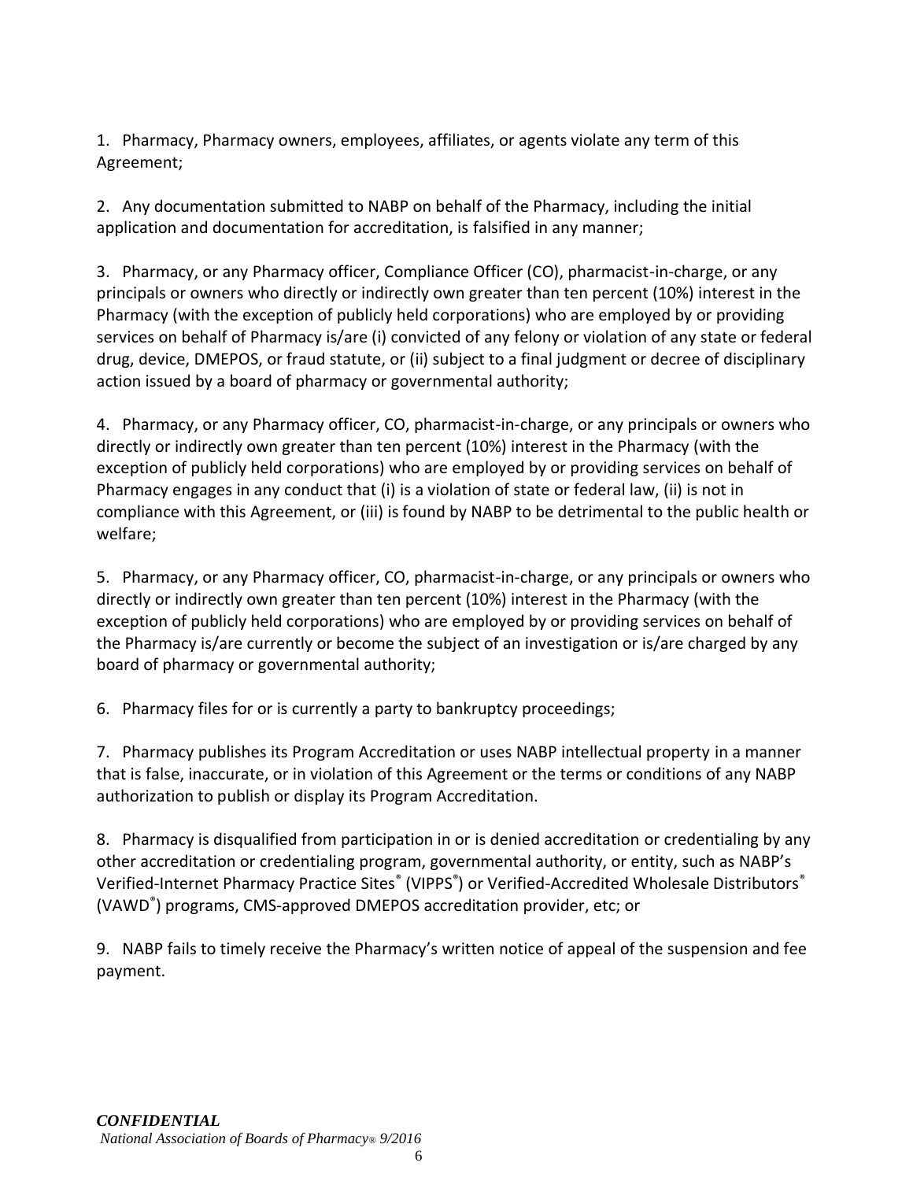1. Pharmacy, Pharmacy owners, employees, affiliates, or agents violate any term of this Agreement;

2. Any documentation submitted to NABP on behalf of the Pharmacy, including the initial application and documentation for accreditation, is falsified in any manner;

3. Pharmacy, or any Pharmacy officer, Compliance Officer (CO), pharmacist-in-charge, or any principals or owners who directly or indirectly own greater than ten percent (10%) interest in the Pharmacy (with the exception of publicly held corporations) who are employed by or providing services on behalf of Pharmacy is/are (i) convicted of any felony or violation of any state or federal drug, device, DMEPOS, or fraud statute, or (ii) subject to a final judgment or decree of disciplinary action issued by a board of pharmacy or governmental authority;

4. Pharmacy, or any Pharmacy officer, CO, pharmacist-in-charge, or any principals or owners who directly or indirectly own greater than ten percent (10%) interest in the Pharmacy (with the exception of publicly held corporations) who are employed by or providing services on behalf of Pharmacy engages in any conduct that (i) is a violation of state or federal law, (ii) is not in compliance with this Agreement, or (iii) is found by NABP to be detrimental to the public health or welfare;

5. Pharmacy, or any Pharmacy officer, CO, pharmacist-in-charge, or any principals or owners who directly or indirectly own greater than ten percent (10%) interest in the Pharmacy (with the exception of publicly held corporations) who are employed by or providing services on behalf of the Pharmacy is/are currently or become the subject of an investigation or is/are charged by any board of pharmacy or governmental authority;

6. Pharmacy files for or is currently a party to bankruptcy proceedings;

7. Pharmacy publishes its Program Accreditation or uses NABP intellectual property in a manner that is false, inaccurate, or in violation of this Agreement or the terms or conditions of any NABP authorization to publish or display its Program Accreditation.

8. Pharmacy is disqualified from participation in or is denied accreditation or credentialing by any other accreditation or credentialing program, governmental authority, or entity, such as NABP's Verified-Internet Pharmacy Practice Sites® (VIPPS®) or Verified-Accredited Wholesale Distributors® (VAWD®) programs, CMS-approved DMEPOS accreditation provider, etc; or

9. NABP fails to timely receive the Pharmacy's written notice of appeal of the suspension and fee payment.

***CONFIDENTIAL***

*National Association of Boards of Pharmacy® 9/2016*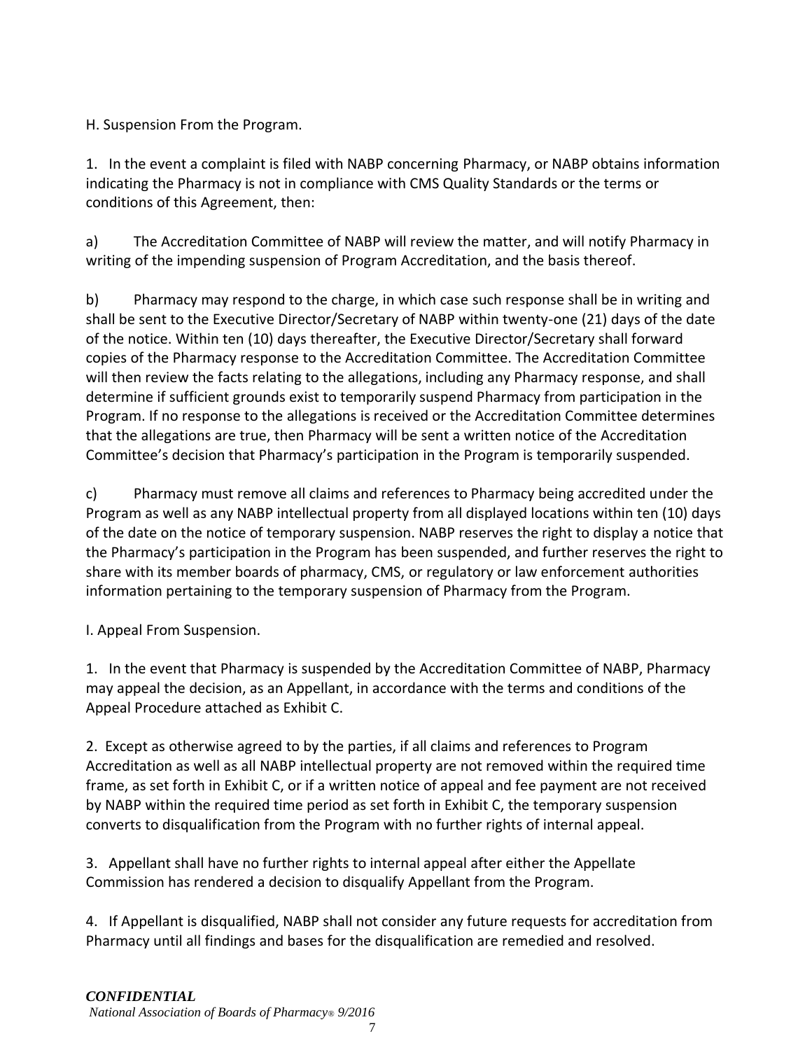H. Suspension From the Program.

1. In the event a complaint is filed with NABP concerning Pharmacy, or NABP obtains information indicating the Pharmacy is not in compliance with CMS Quality Standards or the terms or conditions of this Agreement, then:

a) The Accreditation Committee of NABP will review the matter, and will notify Pharmacy in writing of the impending suspension of Program Accreditation, and the basis thereof.

b) Pharmacy may respond to the charge, in which case such response shall be in writing and shall be sent to the Executive Director/Secretary of NABP within twenty-one (21) days of the date of the notice. Within ten (10) days thereafter, the Executive Director/Secretary shall forward copies of the Pharmacy response to the Accreditation Committee. The Accreditation Committee will then review the facts relating to the allegations, including any Pharmacy response, and shall determine if sufficient grounds exist to temporarily suspend Pharmacy from participation in the Program. If no response to the allegations is received or the Accreditation Committee determines that the allegations are true, then Pharmacy will be sent a written notice of the Accreditation Committee's decision that Pharmacy's participation in the Program is temporarily suspended.

c) Pharmacy must remove all claims and references to Pharmacy being accredited under the Program as well as any NABP intellectual property from all displayed locations within ten (10) days of the date on the notice of temporary suspension. NABP reserves the right to display a notice that the Pharmacy's participation in the Program has been suspended, and further reserves the right to share with its member boards of pharmacy, CMS, or regulatory or law enforcement authorities information pertaining to the temporary suspension of Pharmacy from the Program.

I. Appeal From Suspension.

1. In the event that Pharmacy is suspended by the Accreditation Committee of NABP, Pharmacy may appeal the decision, as an Appellant, in accordance with the terms and conditions of the Appeal Procedure attached as Exhibit C.

2. Except as otherwise agreed to by the parties, if all claims and references to Program Accreditation as well as all NABP intellectual property are not removed within the required time frame, as set forth in Exhibit C, or if a written notice of appeal and fee payment are not received by NABP within the required time period as set forth in Exhibit C, the temporary suspension converts to disqualification from the Program with no further rights of internal appeal.

3. Appellant shall have no further rights to internal appeal after either the Appellate Commission has rendered a decision to disqualify Appellant from the Program.

4. If Appellant is disqualified, NABP shall not consider any future requests for accreditation from Pharmacy until all findings and bases for the disqualification are remedied and resolved.

***CONFIDENTIAL***
*National Association of Boards of Pharmacy® 9/2016*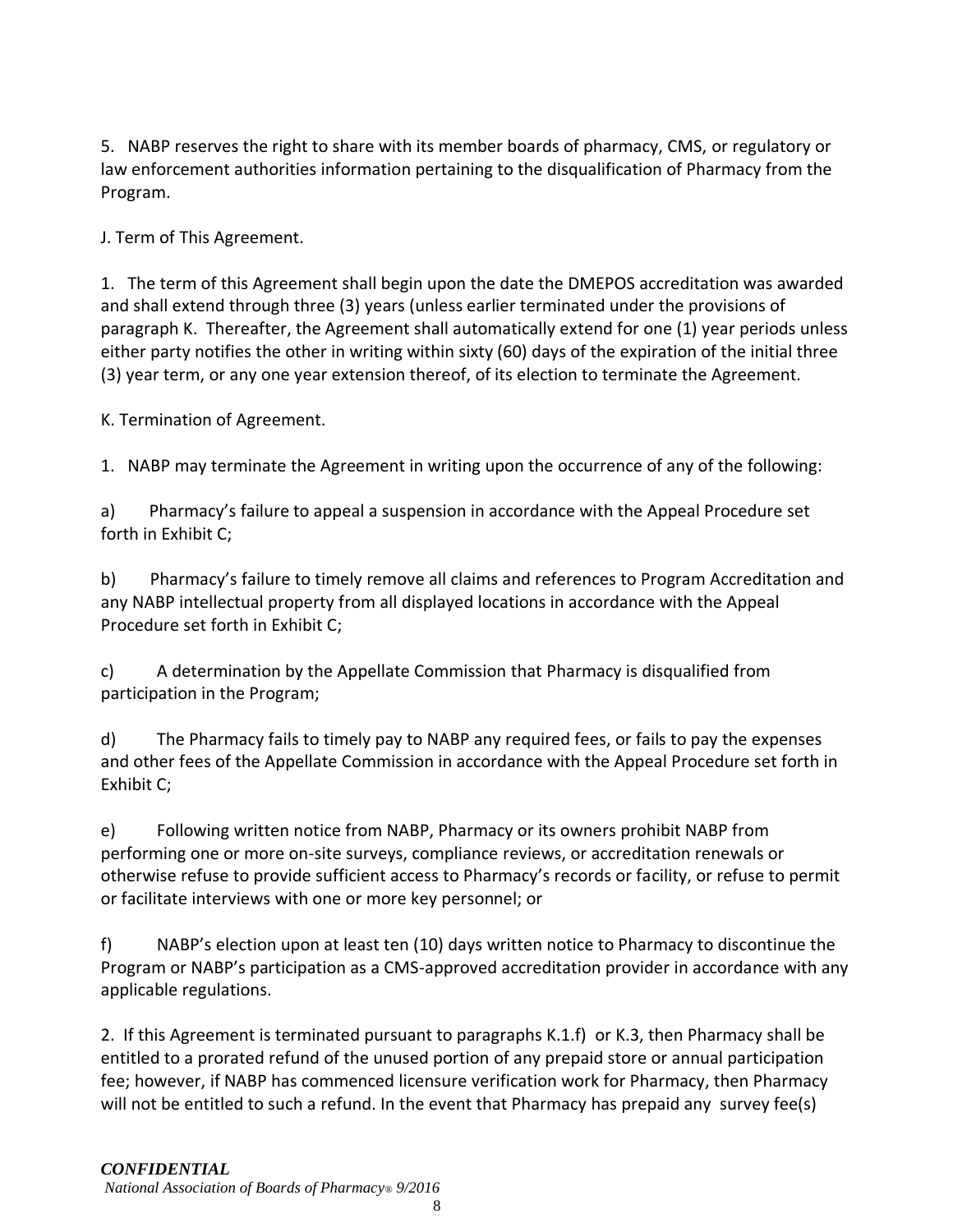5. NABP reserves the right to share with its member boards of pharmacy, CMS, or regulatory or law enforcement authorities information pertaining to the disqualification of Pharmacy from the Program.

J. Term of This Agreement.

1. The term of this Agreement shall begin upon the date the DMEPOS accreditation was awarded and shall extend through three (3) years (unless earlier terminated under the provisions of paragraph K. Thereafter, the Agreement shall automatically extend for one (1) year periods unless either party notifies the other in writing within sixty (60) days of the expiration of the initial three (3) year term, or any one year extension thereof, of its election to terminate the Agreement.

K. Termination of Agreement.

1. NABP may terminate the Agreement in writing upon the occurrence of any of the following:

a) Pharmacy's failure to appeal a suspension in accordance with the Appeal Procedure set forth in Exhibit C;

b) Pharmacy's failure to timely remove all claims and references to Program Accreditation and any NABP intellectual property from all displayed locations in accordance with the Appeal Procedure set forth in Exhibit C;

c) A determination by the Appellate Commission that Pharmacy is disqualified from participation in the Program;

d) The Pharmacy fails to timely pay to NABP any required fees, or fails to pay the expenses and other fees of the Appellate Commission in accordance with the Appeal Procedure set forth in Exhibit C;

e) Following written notice from NABP, Pharmacy or its owners prohibit NABP from performing one or more on-site surveys, compliance reviews, or accreditation renewals or otherwise refuse to provide sufficient access to Pharmacy's records or facility, or refuse to permit or facilitate interviews with one or more key personnel; or

f) NABP's election upon at least ten (10) days written notice to Pharmacy to discontinue the Program or NABP's participation as a CMS-approved accreditation provider in accordance with any applicable regulations.

2. If this Agreement is terminated pursuant to paragraphs K.1.f) or K.3, then Pharmacy shall be entitled to a prorated refund of the unused portion of any prepaid store or annual participation fee; however, if NABP has commenced licensure verification work for Pharmacy, then Pharmacy will not be entitled to such a refund. In the event that Pharmacy has prepaid any survey fee(s)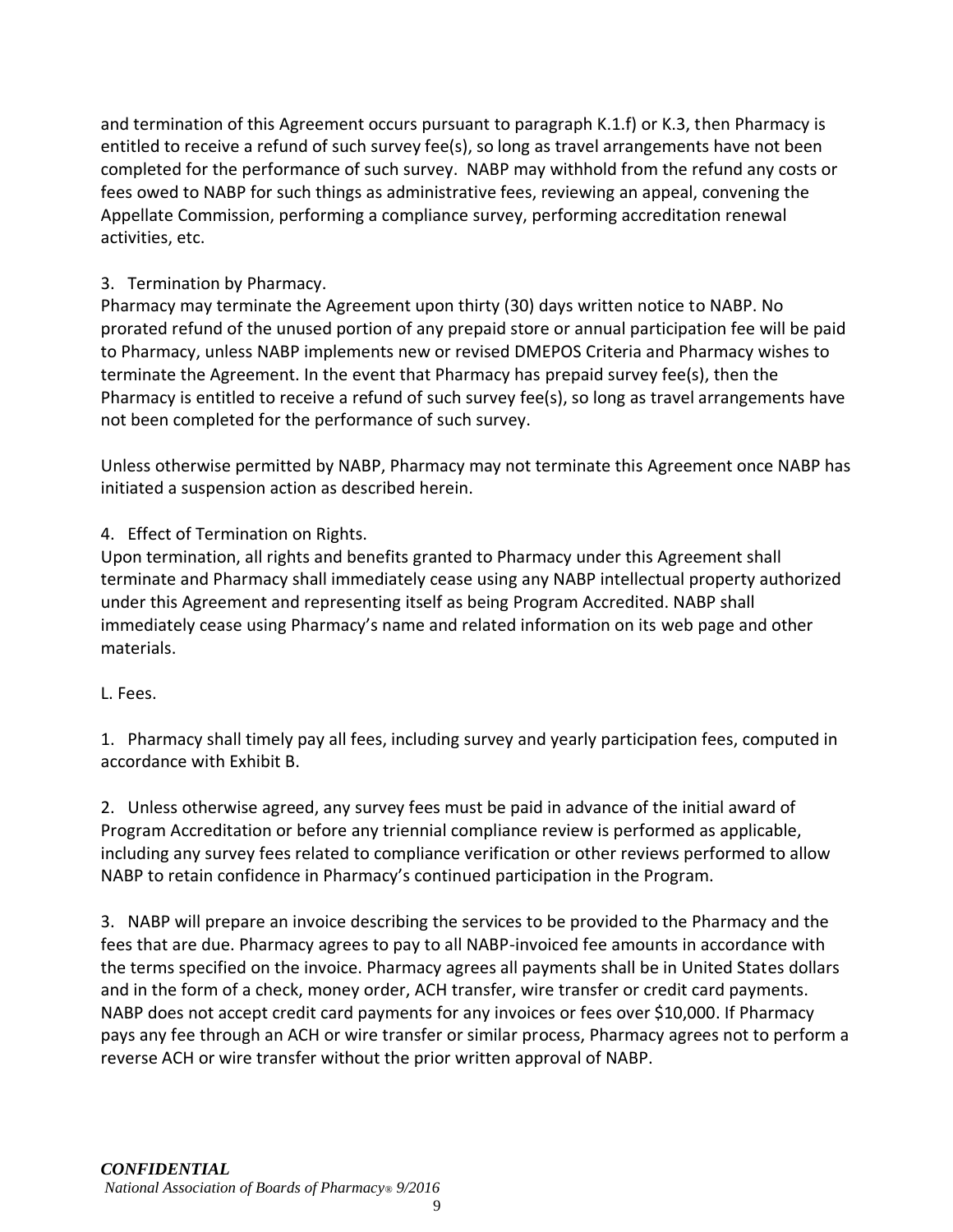and termination of this Agreement occurs pursuant to paragraph K.1.f) or K.3, then Pharmacy is entitled to receive a refund of such survey fee(s), so long as travel arrangements have not been completed for the performance of such survey. NABP may withhold from the refund any costs or fees owed to NABP for such things as administrative fees, reviewing an appeal, convening the Appellate Commission, performing a compliance survey, performing accreditation renewal activities, etc.

3. Termination by Pharmacy.

Pharmacy may terminate the Agreement upon thirty (30) days written notice to NABP. No prorated refund of the unused portion of any prepaid store or annual participation fee will be paid to Pharmacy, unless NABP implements new or revised DMEPOS Criteria and Pharmacy wishes to terminate the Agreement. In the event that Pharmacy has prepaid survey fee(s), then the Pharmacy is entitled to receive a refund of such survey fee(s), so long as travel arrangements have not been completed for the performance of such survey.

Unless otherwise permitted by NABP, Pharmacy may not terminate this Agreement once NABP has initiated a suspension action as described herein.

4. Effect of Termination on Rights.

Upon termination, all rights and benefits granted to Pharmacy under this Agreement shall terminate and Pharmacy shall immediately cease using any NABP intellectual property authorized under this Agreement and representing itself as being Program Accredited. NABP shall immediately cease using Pharmacy's name and related information on its web page and other materials.

L. Fees.

1. Pharmacy shall timely pay all fees, including survey and yearly participation fees, computed in accordance with Exhibit B.

2. Unless otherwise agreed, any survey fees must be paid in advance of the initial award of Program Accreditation or before any triennial compliance review is performed as applicable, including any survey fees related to compliance verification or other reviews performed to allow NABP to retain confidence in Pharmacy's continued participation in the Program.

3. NABP will prepare an invoice describing the services to be provided to the Pharmacy and the fees that are due. Pharmacy agrees to pay to all NABP-invoiced fee amounts in accordance with the terms specified on the invoice. Pharmacy agrees all payments shall be in United States dollars and in the form of a check, money order, ACH transfer, wire transfer or credit card payments. NABP does not accept credit card payments for any invoices or fees over $10,000. If Pharmacy pays any fee through an ACH or wire transfer or similar process, Pharmacy agrees not to perform a reverse ACH or wire transfer without the prior written approval of NABP.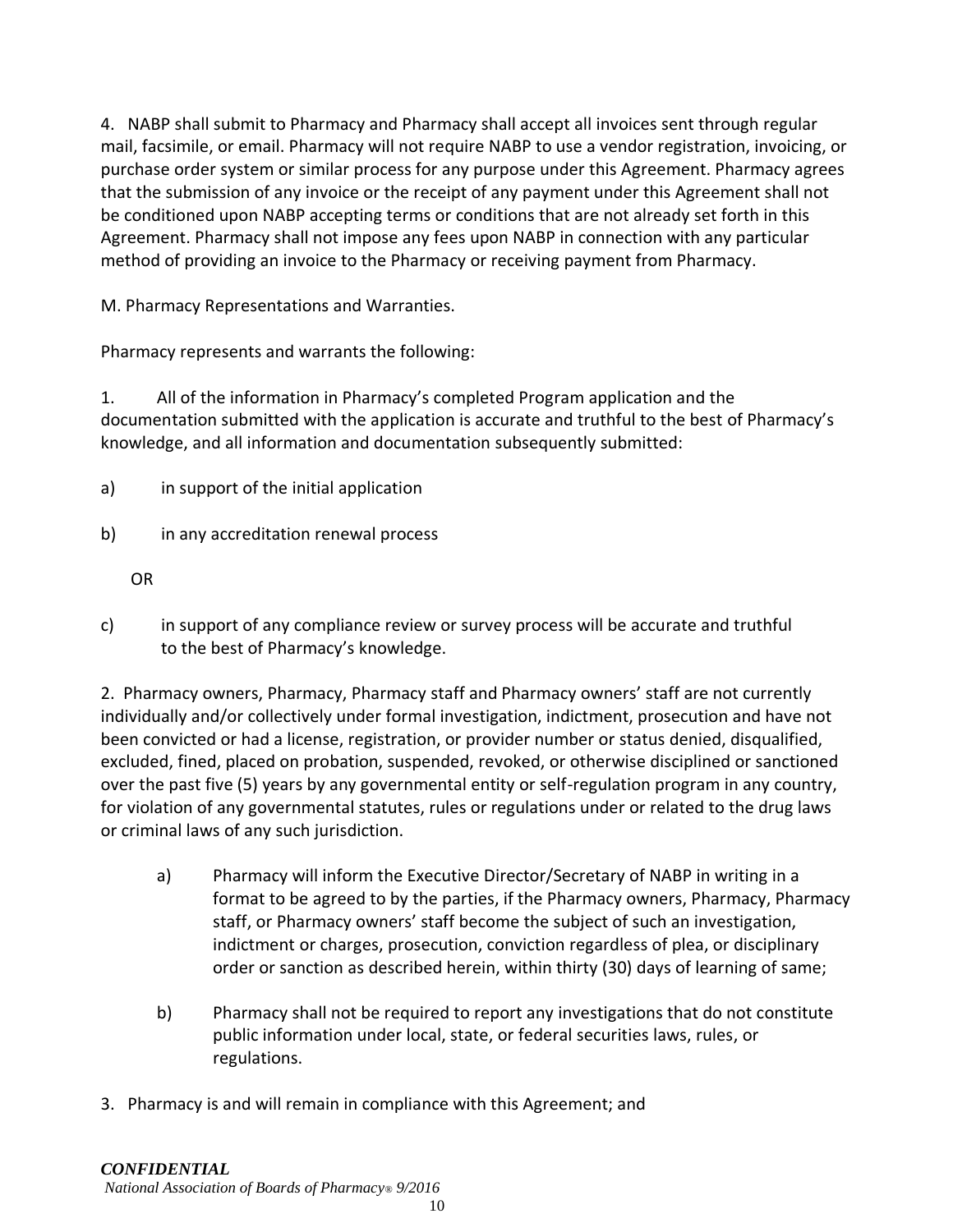4. NABP shall submit to Pharmacy and Pharmacy shall accept all invoices sent through regular mail, facsimile, or email. Pharmacy will not require NABP to use a vendor registration, invoicing, or purchase order system or similar process for any purpose under this Agreement. Pharmacy agrees that the submission of any invoice or the receipt of any payment under this Agreement shall not be conditioned upon NABP accepting terms or conditions that are not already set forth in this Agreement. Pharmacy shall not impose any fees upon NABP in connection with any particular method of providing an invoice to the Pharmacy or receiving payment from Pharmacy.

M. Pharmacy Representations and Warranties.

Pharmacy represents and warrants the following:

1. All of the information in Pharmacy's completed Program application and the documentation submitted with the application is accurate and truthful to the best of Pharmacy's knowledge, and all information and documentation subsequently submitted:

a) in support of the initial application

b) in any accreditation renewal process

OR

c) in support of any compliance review or survey process will be accurate and truthful to the best of Pharmacy's knowledge.

2. Pharmacy owners, Pharmacy, Pharmacy staff and Pharmacy owners' staff are not currently individually and/or collectively under formal investigation, indictment, prosecution and have not been convicted or had a license, registration, or provider number or status denied, disqualified, excluded, fined, placed on probation, suspended, revoked, or otherwise disciplined or sanctioned over the past five (5) years by any governmental entity or self-regulation program in any country, for violation of any governmental statutes, rules or regulations under or related to the drug laws or criminal laws of any such jurisdiction.

a) Pharmacy will inform the Executive Director/Secretary of NABP in writing in a format to be agreed to by the parties, if the Pharmacy owners, Pharmacy, Pharmacy staff, or Pharmacy owners' staff become the subject of such an investigation, indictment or charges, prosecution, conviction regardless of plea, or disciplinary order or sanction as described herein, within thirty (30) days of learning of same;

b) Pharmacy shall not be required to report any investigations that do not constitute public information under local, state, or federal securities laws, rules, or regulations.

3. Pharmacy is and will remain in compliance with this Agreement; and

*CONFIDENTIAL*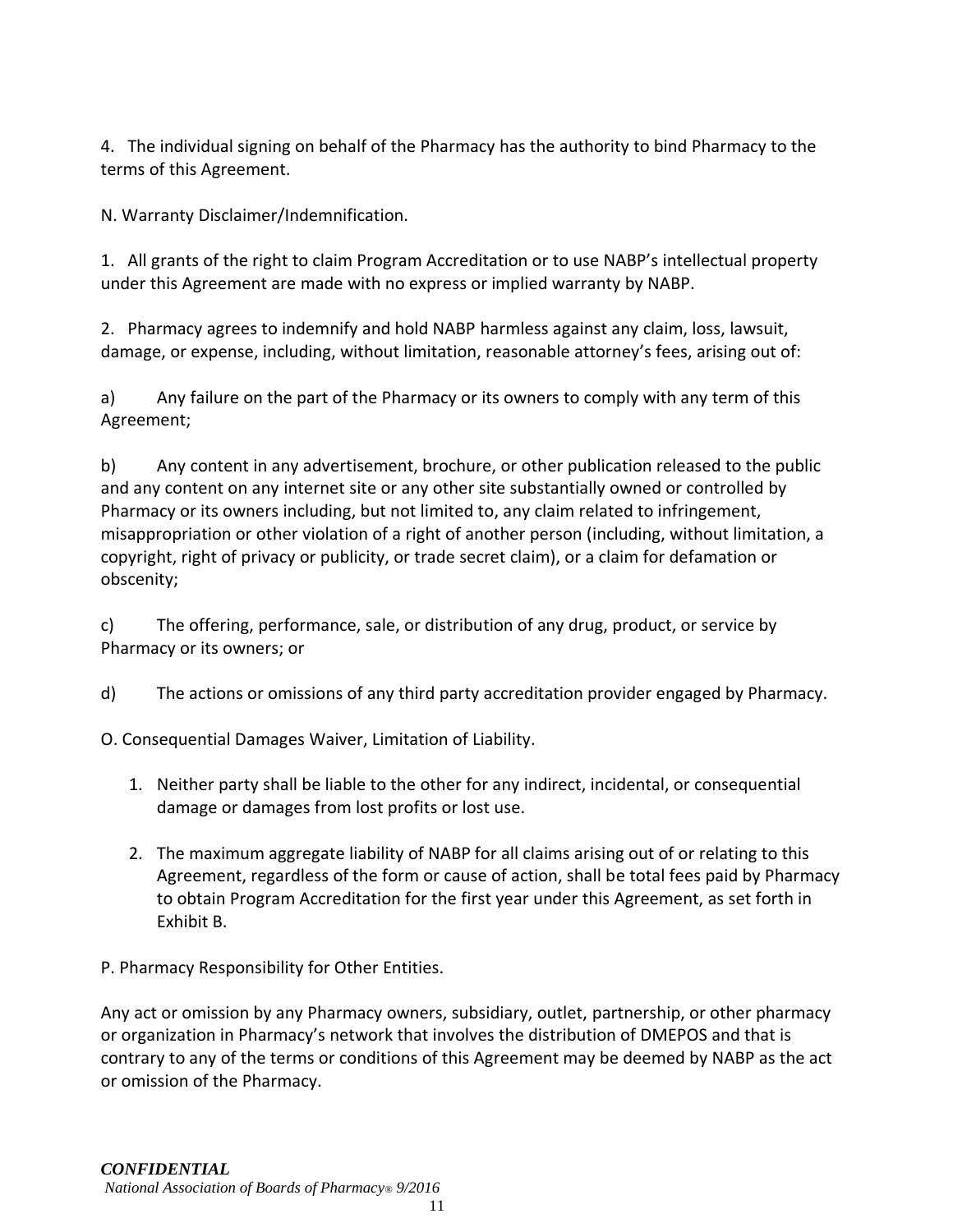4. The individual signing on behalf of the Pharmacy has the authority to bind Pharmacy to the terms of this Agreement.

N. Warranty Disclaimer/Indemnification.

1. All grants of the right to claim Program Accreditation or to use NABP's intellectual property under this Agreement are made with no express or implied warranty by NABP.

2. Pharmacy agrees to indemnify and hold NABP harmless against any claim, loss, lawsuit, damage, or expense, including, without limitation, reasonable attorney's fees, arising out of:

a) Any failure on the part of the Pharmacy or its owners to comply with any term of this Agreement;

b) Any content in any advertisement, brochure, or other publication released to the public and any content on any internet site or any other site substantially owned or controlled by Pharmacy or its owners including, but not limited to, any claim related to infringement, misappropriation or other violation of a right of another person (including, without limitation, a copyright, right of privacy or publicity, or trade secret claim), or a claim for defamation or obscenity;

c) The offering, performance, sale, or distribution of any drug, product, or service by Pharmacy or its owners; or

d) The actions or omissions of any third party accreditation provider engaged by Pharmacy.

O. Consequential Damages Waiver, Limitation of Liability.

1. Neither party shall be liable to the other for any indirect, incidental, or consequential damage or damages from lost profits or lost use.
2. The maximum aggregate liability of NABP for all claims arising out of or relating to this Agreement, regardless of the form or cause of action, shall be total fees paid by Pharmacy to obtain Program Accreditation for the first year under this Agreement, as set forth in Exhibit B.

P. Pharmacy Responsibility for Other Entities.

Any act or omission by any Pharmacy owners, subsidiary, outlet, partnership, or other pharmacy or organization in Pharmacy's network that involves the distribution of DMEPOS and that is contrary to any of the terms or conditions of this Agreement may be deemed by NABP as the act or omission of the Pharmacy.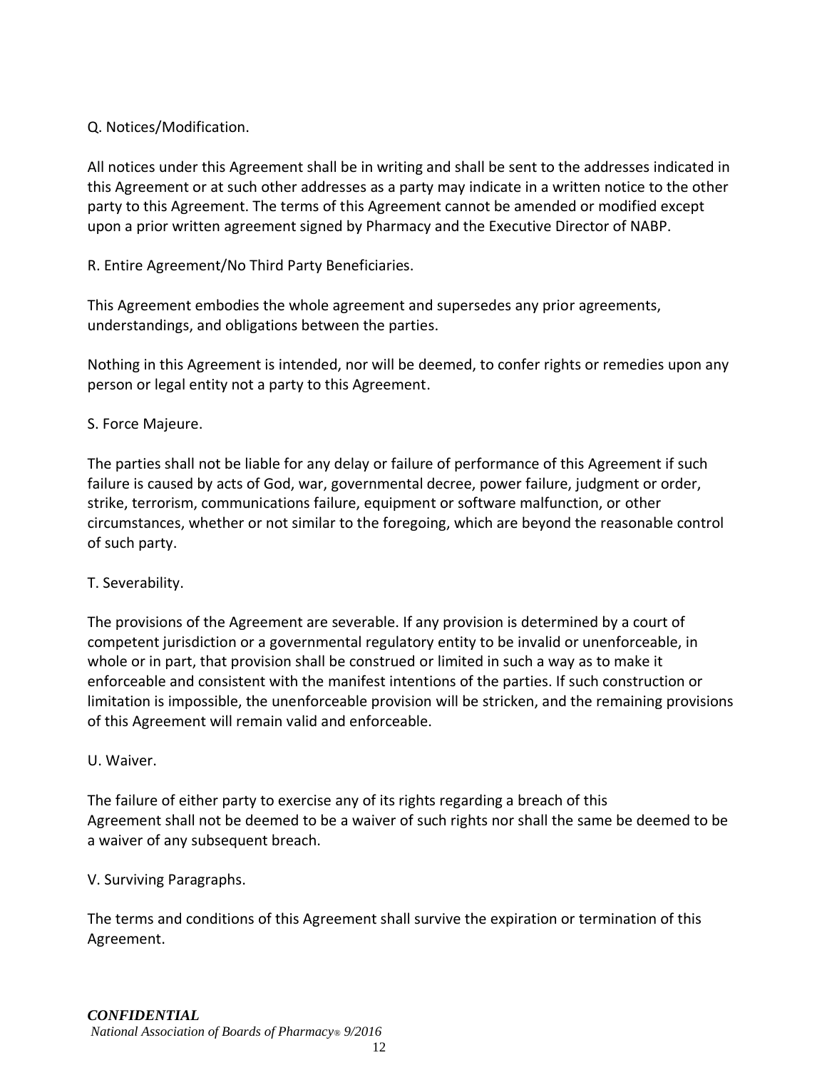Q. Notices/Modification.

All notices under this Agreement shall be in writing and shall be sent to the addresses indicated in this Agreement or at such other addresses as a party may indicate in a written notice to the other party to this Agreement. The terms of this Agreement cannot be amended or modified except upon a prior written agreement signed by Pharmacy and the Executive Director of NABP.

R. Entire Agreement/No Third Party Beneficiaries.

This Agreement embodies the whole agreement and supersedes any prior agreements, understandings, and obligations between the parties.

Nothing in this Agreement is intended, nor will be deemed, to confer rights or remedies upon any person or legal entity not a party to this Agreement.

S. Force Majeure.

The parties shall not be liable for any delay or failure of performance of this Agreement if such failure is caused by acts of God, war, governmental decree, power failure, judgment or order, strike, terrorism, communications failure, equipment or software malfunction, or other circumstances, whether or not similar to the foregoing, which are beyond the reasonable control of such party.

T. Severability.

The provisions of the Agreement are severable. If any provision is determined by a court of competent jurisdiction or a governmental regulatory entity to be invalid or unenforceable, in whole or in part, that provision shall be construed or limited in such a way as to make it enforceable and consistent with the manifest intentions of the parties. If such construction or limitation is impossible, the unenforceable provision will be stricken, and the remaining provisions of this Agreement will remain valid and enforceable.

U. Waiver.

The failure of either party to exercise any of its rights regarding a breach of this Agreement shall not be deemed to be a waiver of such rights nor shall the same be deemed to be a waiver of any subsequent breach.

V. Surviving Paragraphs.

The terms and conditions of this Agreement shall survive the expiration or termination of this Agreement.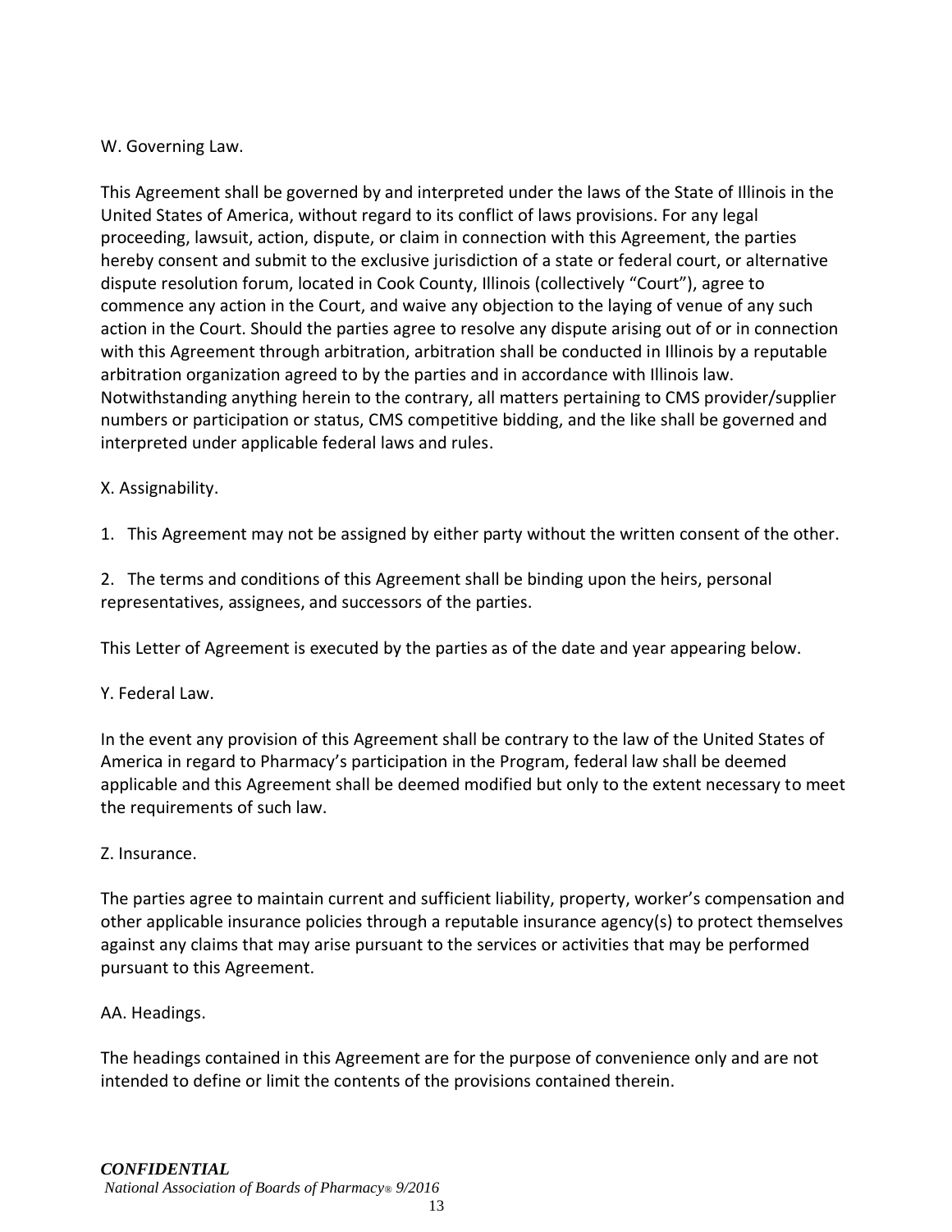W. Governing Law.

This Agreement shall be governed by and interpreted under the laws of the State of Illinois in the United States of America, without regard to its conflict of laws provisions. For any legal proceeding, lawsuit, action, dispute, or claim in connection with this Agreement, the parties hereby consent and submit to the exclusive jurisdiction of a state or federal court, or alternative dispute resolution forum, located in Cook County, Illinois (collectively "Court"), agree to commence any action in the Court, and waive any objection to the laying of venue of any such action in the Court. Should the parties agree to resolve any dispute arising out of or in connection with this Agreement through arbitration, arbitration shall be conducted in Illinois by a reputable arbitration organization agreed to by the parties and in accordance with Illinois law. Notwithstanding anything herein to the contrary, all matters pertaining to CMS provider/supplier numbers or participation or status, CMS competitive bidding, and the like shall be governed and interpreted under applicable federal laws and rules.

X. Assignability.

1. This Agreement may not be assigned by either party without the written consent of the other.

2. The terms and conditions of this Agreement shall be binding upon the heirs, personal representatives, assignees, and successors of the parties.

This Letter of Agreement is executed by the parties as of the date and year appearing below.

Y. Federal Law.

In the event any provision of this Agreement shall be contrary to the law of the United States of America in regard to Pharmacy's participation in the Program, federal law shall be deemed applicable and this Agreement shall be deemed modified but only to the extent necessary to meet the requirements of such law.

Z. Insurance.

The parties agree to maintain current and sufficient liability, property, worker's compensation and other applicable insurance policies through a reputable insurance agency(s) to protect themselves against any claims that may arise pursuant to the services or activities that may be performed pursuant to this Agreement.

AA. Headings.

The headings contained in this Agreement are for the purpose of convenience only and are not intended to define or limit the contents of the provisions contained therein.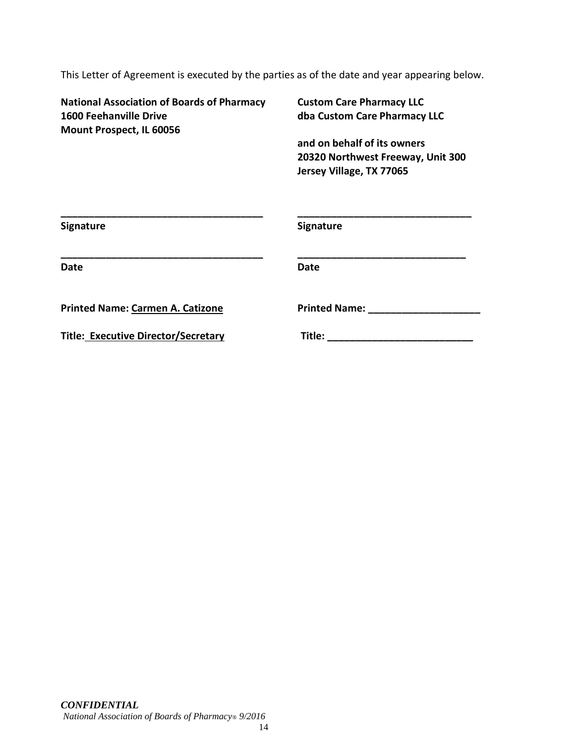This Letter of Agreement is executed by the parties as of the date and year appearing below.

**National Association of Boards of Pharmacy**
**1600 Feehanville Drive**
**Mount Prospect, IL 60056**

**Custom Care Pharmacy LLC**
**dba Custom Care Pharmacy LLC**

**and on behalf of its owners**
**20320 Northwest Freeway, Unit 300**
**Jersey Village, TX 77065**

| | |
|---|---|
| ______________________________ | ______________________________ |
| **Signature** | **Signature** |
| ______________________________ | ______________________________ |
| **Date** | **Date** |
| **Printed Name: Carmen A. Catizone** | **Printed Name: ____________________** |
| **Title: Executive Director/Secretary** | **Title: __________________________** |

*CONFIDENTIAL*
*National Association of Boards of Pharmacy® 9/2016*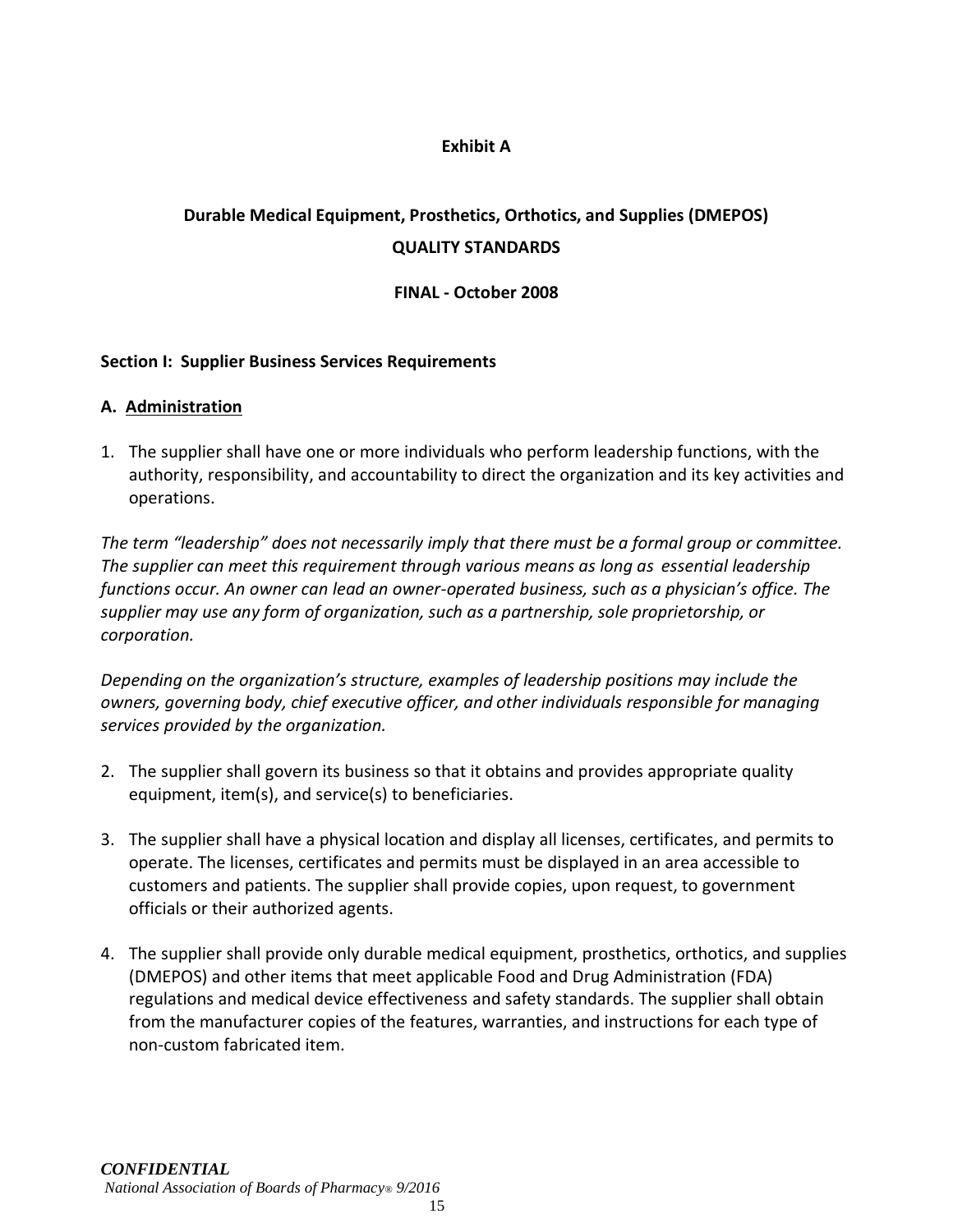**Exhibit A**

# Durable Medical Equipment, Prosthetics, Orthotics, and Supplies (DMEPOS)

## QUALITY STANDARDS

**FINAL - October 2008**

### Section I: Supplier Business Services Requirements

#### A. Administration

1. The supplier shall have one or more individuals who perform leadership functions, with the authority, responsibility, and accountability to direct the organization and its key activities and operations.

*The term "leadership" does not necessarily imply that there must be a formal group or committee. The supplier can meet this requirement through various means as long as essential leadership functions occur. An owner can lead an owner-operated business, such as a physician's office. The supplier may use any form of organization, such as a partnership, sole proprietorship, or corporation.*

*Depending on the organization's structure, examples of leadership positions may include the owners, governing body, chief executive officer, and other individuals responsible for managing services provided by the organization.*

2. The supplier shall govern its business so that it obtains and provides appropriate quality equipment, item(s), and service(s) to beneficiaries.

3. The supplier shall have a physical location and display all licenses, certificates, and permits to operate. The licenses, certificates and permits must be displayed in an area accessible to customers and patients. The supplier shall provide copies, upon request, to government officials or their authorized agents.

4. The supplier shall provide only durable medical equipment, prosthetics, orthotics, and supplies (DMEPOS) and other items that meet applicable Food and Drug Administration (FDA) regulations and medical device effectiveness and safety standards. The supplier shall obtain from the manufacturer copies of the features, warranties, and instructions for each type of non-custom fabricated item.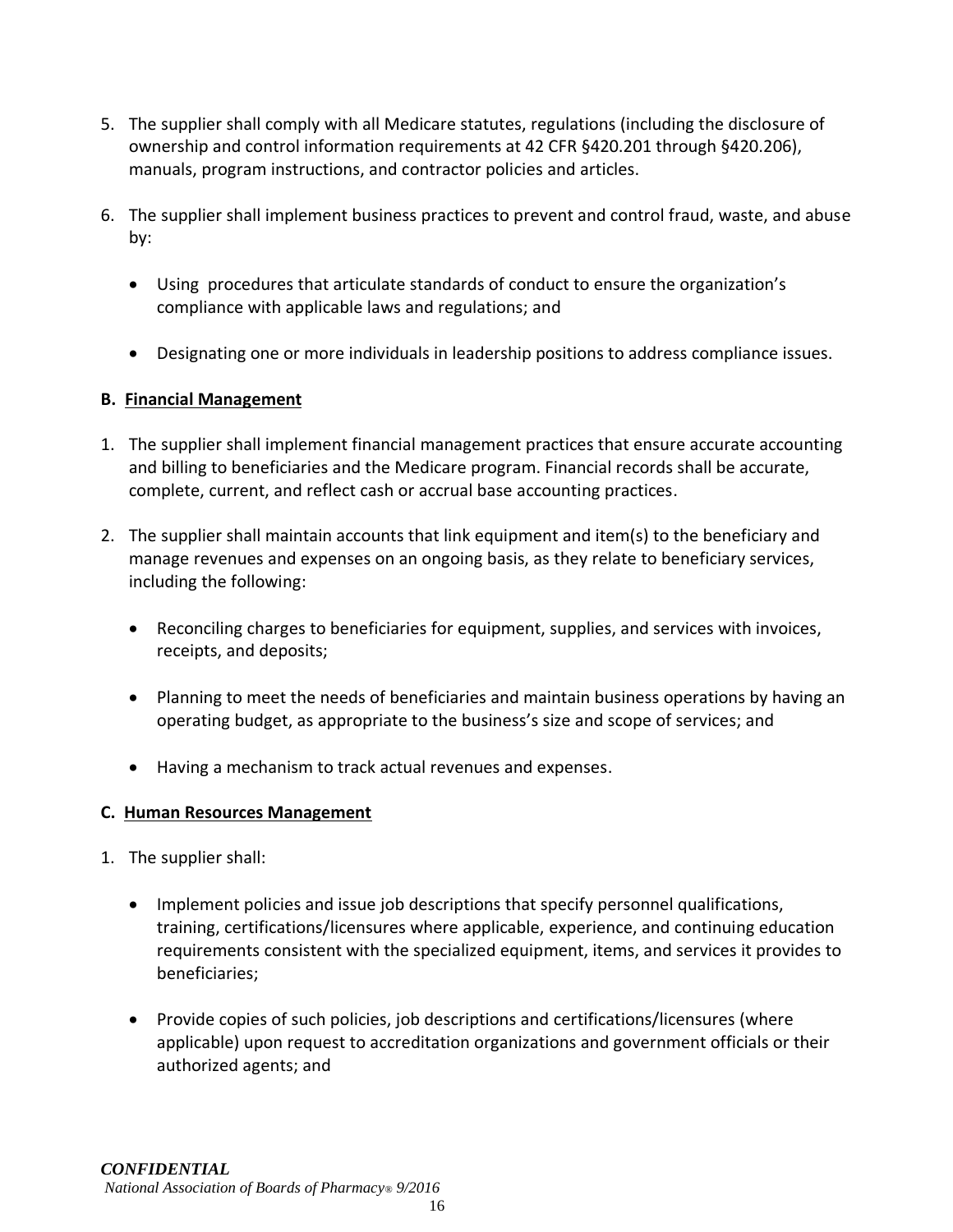5. The supplier shall comply with all Medicare statutes, regulations (including the disclosure of ownership and control information requirements at 42 CFR §420.201 through §420.206), manuals, program instructions, and contractor policies and articles.

6. The supplier shall implement business practices to prevent and control fraud, waste, and abuse by:

   - Using procedures that articulate standards of conduct to ensure the organization's compliance with applicable laws and regulations; and

   - Designating one or more individuals in leadership positions to address compliance issues.

**B. Financial Management**

1. The supplier shall implement financial management practices that ensure accurate accounting and billing to beneficiaries and the Medicare program. Financial records shall be accurate, complete, current, and reflect cash or accrual base accounting practices.

2. The supplier shall maintain accounts that link equipment and item(s) to the beneficiary and manage revenues and expenses on an ongoing basis, as they relate to beneficiary services, including the following:

   - Reconciling charges to beneficiaries for equipment, supplies, and services with invoices, receipts, and deposits;

   - Planning to meet the needs of beneficiaries and maintain business operations by having an operating budget, as appropriate to the business's size and scope of services; and

   - Having a mechanism to track actual revenues and expenses.

**C. Human Resources Management**

1. The supplier shall:

   - Implement policies and issue job descriptions that specify personnel qualifications, training, certifications/licensures where applicable, experience, and continuing education requirements consistent with the specialized equipment, items, and services it provides to beneficiaries;

   - Provide copies of such policies, job descriptions and certifications/licensures (where applicable) upon request to accreditation organizations and government officials or their authorized agents; and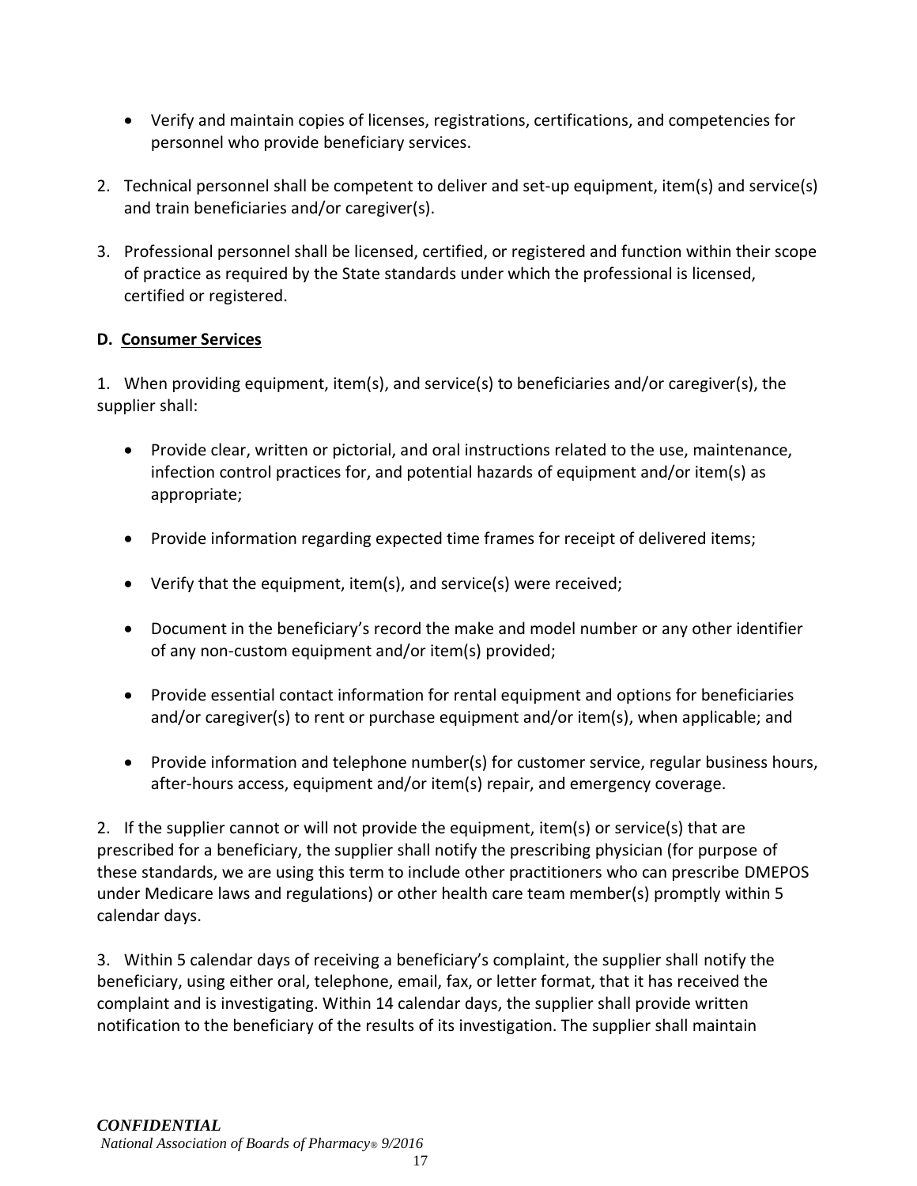- Verify and maintain copies of licenses, registrations, certifications, and competencies for personnel who provide beneficiary services.

2. Technical personnel shall be competent to deliver and set-up equipment, item(s) and service(s) and train beneficiaries and/or caregiver(s).

3. Professional personnel shall be licensed, certified, or registered and function within their scope of practice as required by the State standards under which the professional is licensed, certified or registered.

**D. Consumer Services**

1. When providing equipment, item(s), and service(s) to beneficiaries and/or caregiver(s), the supplier shall:

- Provide clear, written or pictorial, and oral instructions related to the use, maintenance, infection control practices for, and potential hazards of equipment and/or item(s) as appropriate;

- Provide information regarding expected time frames for receipt of delivered items;

- Verify that the equipment, item(s), and service(s) were received;

- Document in the beneficiary's record the make and model number or any other identifier of any non-custom equipment and/or item(s) provided;

- Provide essential contact information for rental equipment and options for beneficiaries and/or caregiver(s) to rent or purchase equipment and/or item(s), when applicable; and

- Provide information and telephone number(s) for customer service, regular business hours, after-hours access, equipment and/or item(s) repair, and emergency coverage.

2. If the supplier cannot or will not provide the equipment, item(s) or service(s) that are prescribed for a beneficiary, the supplier shall notify the prescribing physician (for purpose of these standards, we are using this term to include other practitioners who can prescribe DMEPOS under Medicare laws and regulations) or other health care team member(s) promptly within 5 calendar days.

3. Within 5 calendar days of receiving a beneficiary's complaint, the supplier shall notify the beneficiary, using either oral, telephone, email, fax, or letter format, that it has received the complaint and is investigating. Within 14 calendar days, the supplier shall provide written notification to the beneficiary of the results of its investigation. The supplier shall maintain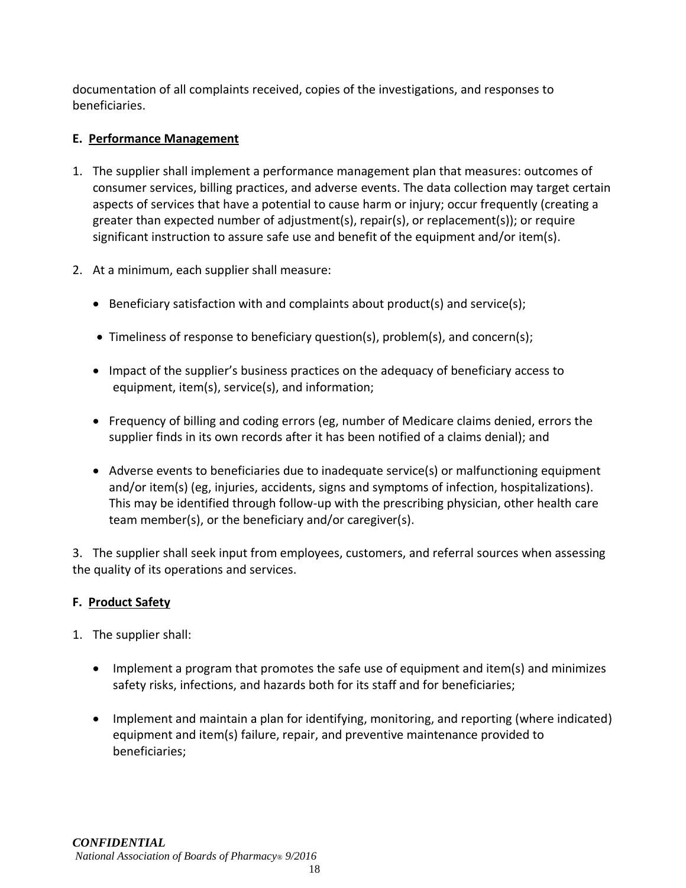documentation of all complaints received, copies of the investigations, and responses to beneficiaries.

**E. Performance Management**

1. The supplier shall implement a performance management plan that measures: outcomes of consumer services, billing practices, and adverse events. The data collection may target certain aspects of services that have a potential to cause harm or injury; occur frequently (creating a greater than expected number of adjustment(s), repair(s), or replacement(s)); or require significant instruction to assure safe use and benefit of the equipment and/or item(s).

2. At a minimum, each supplier shall measure:

   - Beneficiary satisfaction with and complaints about product(s) and service(s);
   - Timeliness of response to beneficiary question(s), problem(s), and concern(s);
   - Impact of the supplier's business practices on the adequacy of beneficiary access to equipment, item(s), service(s), and information;
   - Frequency of billing and coding errors (eg, number of Medicare claims denied, errors the supplier finds in its own records after it has been notified of a claims denial); and
   - Adverse events to beneficiaries due to inadequate service(s) or malfunctioning equipment and/or item(s) (eg, injuries, accidents, signs and symptoms of infection, hospitalizations). This may be identified through follow-up with the prescribing physician, other health care team member(s), or the beneficiary and/or caregiver(s).

3. The supplier shall seek input from employees, customers, and referral sources when assessing the quality of its operations and services.

**F. Product Safety**

1. The supplier shall:

   - Implement a program that promotes the safe use of equipment and item(s) and minimizes safety risks, infections, and hazards both for its staff and for beneficiaries;
   - Implement and maintain a plan for identifying, monitoring, and reporting (where indicated) equipment and item(s) failure, repair, and preventive maintenance provided to beneficiaries;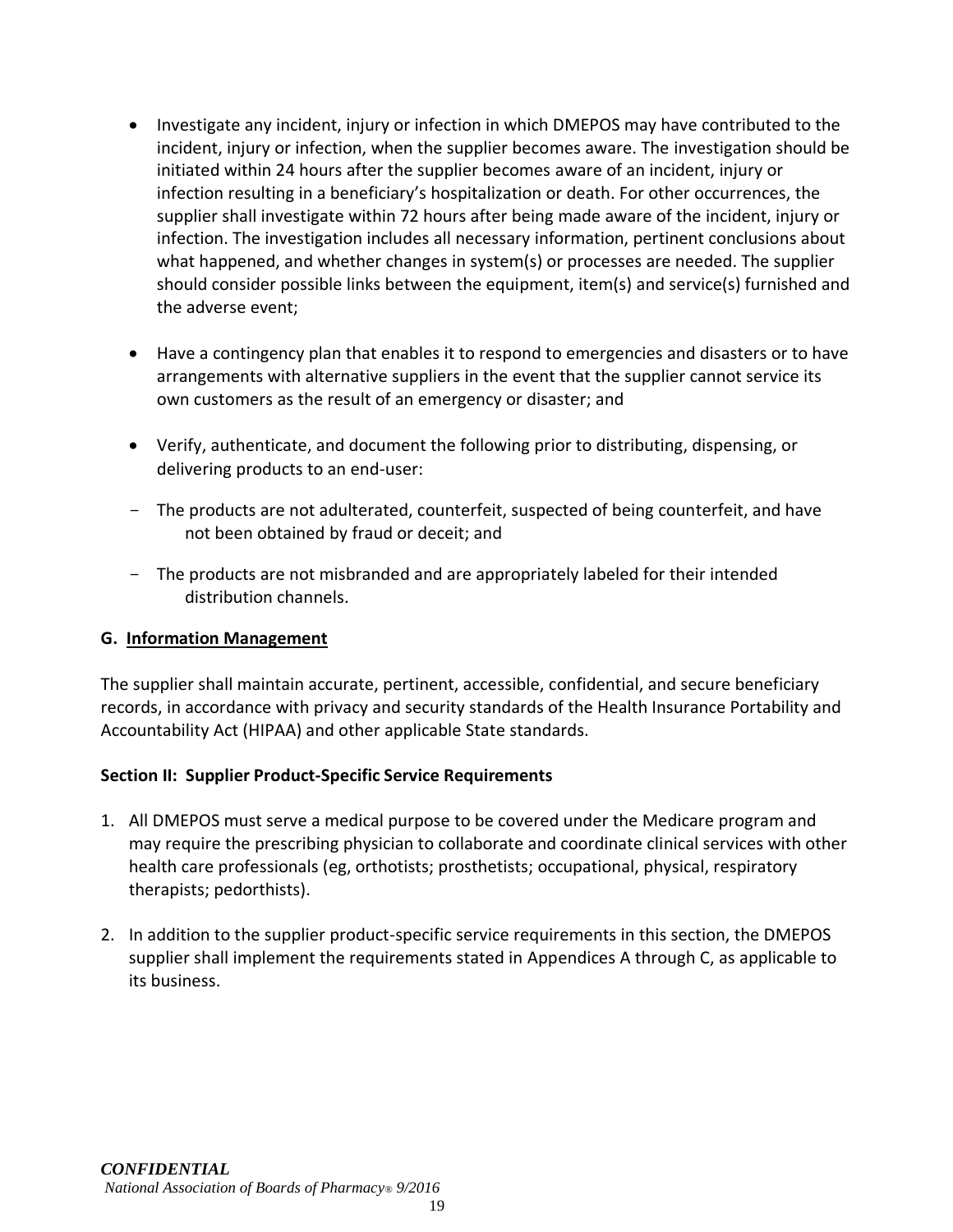- Investigate any incident, injury or infection in which DMEPOS may have contributed to the incident, injury or infection, when the supplier becomes aware. The investigation should be initiated within 24 hours after the supplier becomes aware of an incident, injury or infection resulting in a beneficiary's hospitalization or death. For other occurrences, the supplier shall investigate within 72 hours after being made aware of the incident, injury or infection. The investigation includes all necessary information, pertinent conclusions about what happened, and whether changes in system(s) or processes are needed. The supplier should consider possible links between the equipment, item(s) and service(s) furnished and the adverse event;

- Have a contingency plan that enables it to respond to emergencies and disasters or to have arrangements with alternative suppliers in the event that the supplier cannot service its own customers as the result of an emergency or disaster; and

- Verify, authenticate, and document the following prior to distributing, dispensing, or delivering products to an end-user:

  - The products are not adulterated, counterfeit, suspected of being counterfeit, and have not been obtained by fraud or deceit; and

  - The products are not misbranded and are appropriately labeled for their intended distribution channels.

### G. Information Management

The supplier shall maintain accurate, pertinent, accessible, confidential, and secure beneficiary records, in accordance with privacy and security standards of the Health Insurance Portability and Accountability Act (HIPAA) and other applicable State standards.

## Section II: Supplier Product-Specific Service Requirements

1. All DMEPOS must serve a medical purpose to be covered under the Medicare program and may require the prescribing physician to collaborate and coordinate clinical services with other health care professionals (eg, orthotists; prosthetists; occupational, physical, respiratory therapists; pedorthists).

2. In addition to the supplier product-specific service requirements in this section, the DMEPOS supplier shall implement the requirements stated in Appendices A through C, as applicable to its business.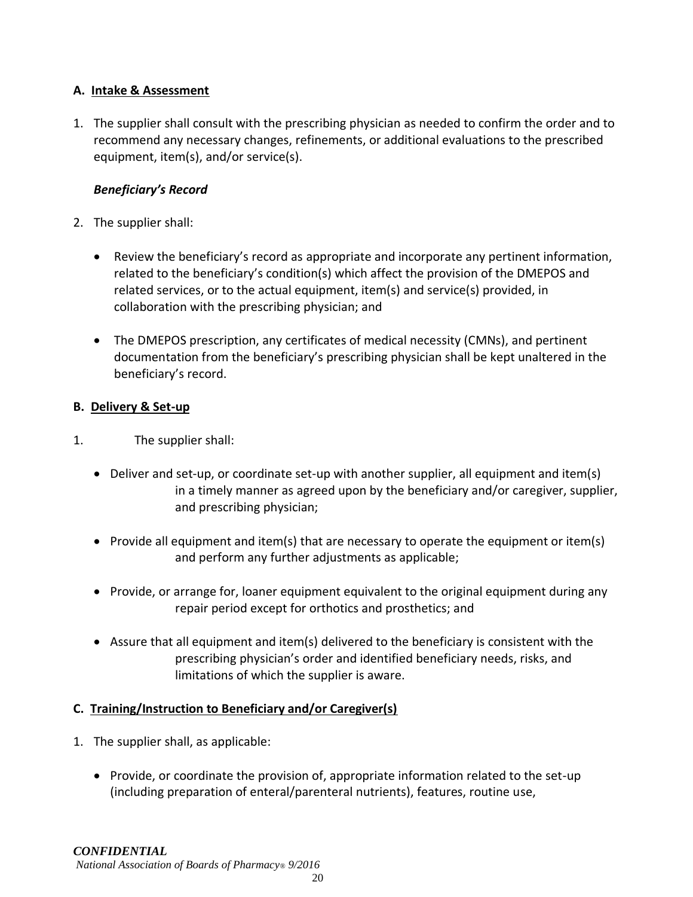**A. <u>Intake & Assessment</u>**

1. The supplier shall consult with the prescribing physician as needed to confirm the order and to recommend any necessary changes, refinements, or additional evaluations to the prescribed equipment, item(s), and/or service(s).

   ***Beneficiary's Record***

2. The supplier shall:

   - Review the beneficiary's record as appropriate and incorporate any pertinent information, related to the beneficiary's condition(s) which affect the provision of the DMEPOS and related services, or to the actual equipment, item(s) and service(s) provided, in collaboration with the prescribing physician; and

   - The DMEPOS prescription, any certificates of medical necessity (CMNs), and pertinent documentation from the beneficiary's prescribing physician shall be kept unaltered in the beneficiary's record.

**B. <u>Delivery & Set-up</u>**

1. The supplier shall:

   - Deliver and set-up, or coordinate set-up with another supplier, all equipment and item(s) in a timely manner as agreed upon by the beneficiary and/or caregiver, supplier, and prescribing physician;

   - Provide all equipment and item(s) that are necessary to operate the equipment or item(s) and perform any further adjustments as applicable;

   - Provide, or arrange for, loaner equipment equivalent to the original equipment during any repair period except for orthotics and prosthetics; and

   - Assure that all equipment and item(s) delivered to the beneficiary is consistent with the prescribing physician's order and identified beneficiary needs, risks, and limitations of which the supplier is aware.

**C. <u>Training/Instruction to Beneficiary and/or Caregiver(s)</u>**

1. The supplier shall, as applicable:

   - Provide, or coordinate the provision of, appropriate information related to the set-up (including preparation of enteral/parenteral nutrients), features, routine use,

*CONFIDENTIAL*

*National Association of Boards of Pharmacy® 9/2016*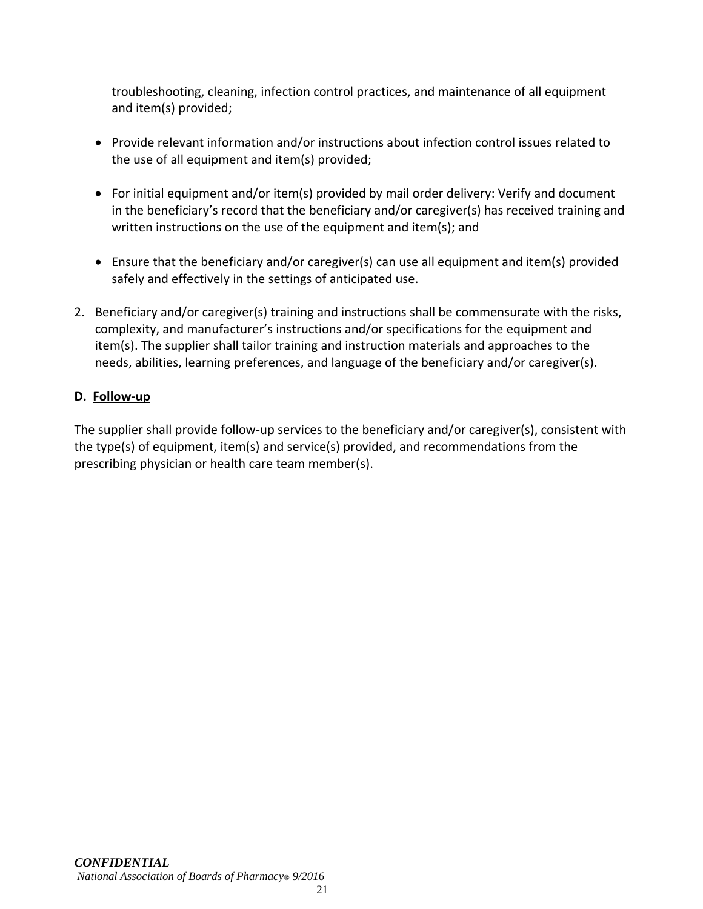troubleshooting, cleaning, infection control practices, and maintenance of all equipment and item(s) provided;

- Provide relevant information and/or instructions about infection control issues related to the use of all equipment and item(s) provided;

- For initial equipment and/or item(s) provided by mail order delivery: Verify and document in the beneficiary's record that the beneficiary and/or caregiver(s) has received training and written instructions on the use of the equipment and item(s); and

- Ensure that the beneficiary and/or caregiver(s) can use all equipment and item(s) provided safely and effectively in the settings of anticipated use.

2. Beneficiary and/or caregiver(s) training and instructions shall be commensurate with the risks, complexity, and manufacturer's instructions and/or specifications for the equipment and item(s). The supplier shall tailor training and instruction materials and approaches to the needs, abilities, learning preferences, and language of the beneficiary and/or caregiver(s).

**D. <u>Follow-up</u>**

The supplier shall provide follow-up services to the beneficiary and/or caregiver(s), consistent with the type(s) of equipment, item(s) and service(s) provided, and recommendations from the prescribing physician or health care team member(s).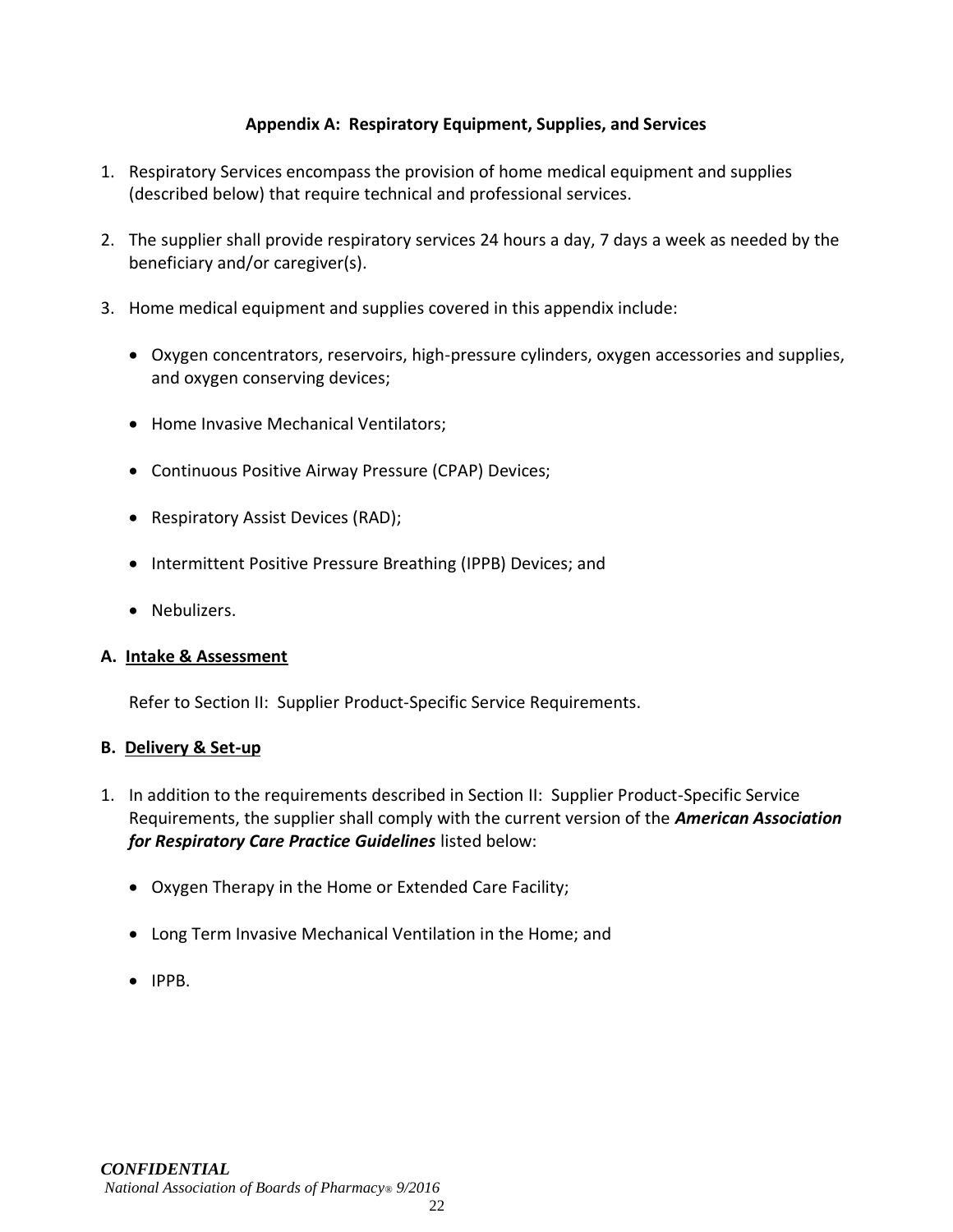## Appendix A: Respiratory Equipment, Supplies, and Services

1. Respiratory Services encompass the provision of home medical equipment and supplies (described below) that require technical and professional services.

2. The supplier shall provide respiratory services 24 hours a day, 7 days a week as needed by the beneficiary and/or caregiver(s).

3. Home medical equipment and supplies covered in this appendix include:

   - Oxygen concentrators, reservoirs, high-pressure cylinders, oxygen accessories and supplies, and oxygen conserving devices;

   - Home Invasive Mechanical Ventilators;

   - Continuous Positive Airway Pressure (CPAP) Devices;

   - Respiratory Assist Devices (RAD);

   - Intermittent Positive Pressure Breathing (IPPB) Devices; and

   - Nebulizers.

### A. Intake & Assessment

Refer to Section II: Supplier Product-Specific Service Requirements.

### B. Delivery & Set-up

1. In addition to the requirements described in Section II: Supplier Product-Specific Service Requirements, the supplier shall comply with the current version of the ***American Association for Respiratory Care Practice Guidelines*** listed below:

   - Oxygen Therapy in the Home or Extended Care Facility;

   - Long Term Invasive Mechanical Ventilation in the Home; and

   - IPPB.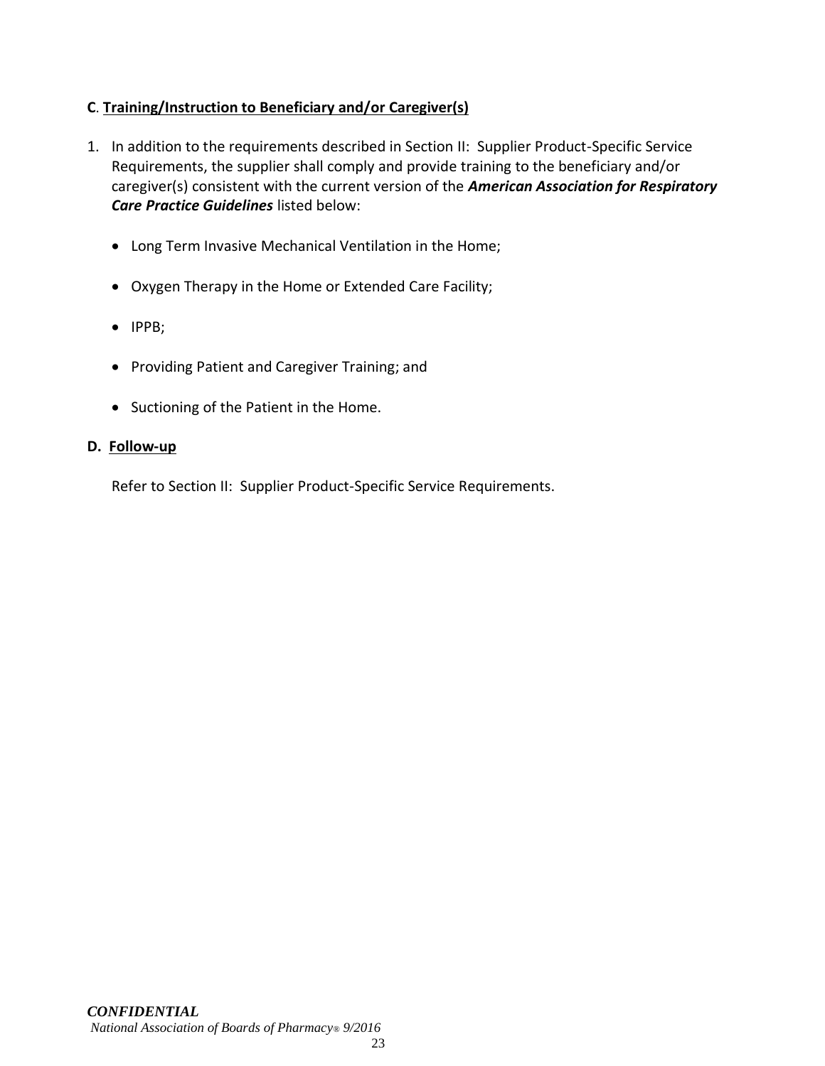**C**. **Training/Instruction to Beneficiary and/or Caregiver(s)**

1. In addition to the requirements described in Section II: Supplier Product-Specific Service Requirements, the supplier shall comply and provide training to the beneficiary and/or caregiver(s) consistent with the current version of the ***American Association for Respiratory Care Practice Guidelines*** listed below:

   - Long Term Invasive Mechanical Ventilation in the Home;
   - Oxygen Therapy in the Home or Extended Care Facility;
   - IPPB;
   - Providing Patient and Caregiver Training; and
   - Suctioning of the Patient in the Home.

**D. Follow-up**

Refer to Section II: Supplier Product-Specific Service Requirements.

***CONFIDENTIAL***

*National Association of Boards of Pharmacy® 9/2016*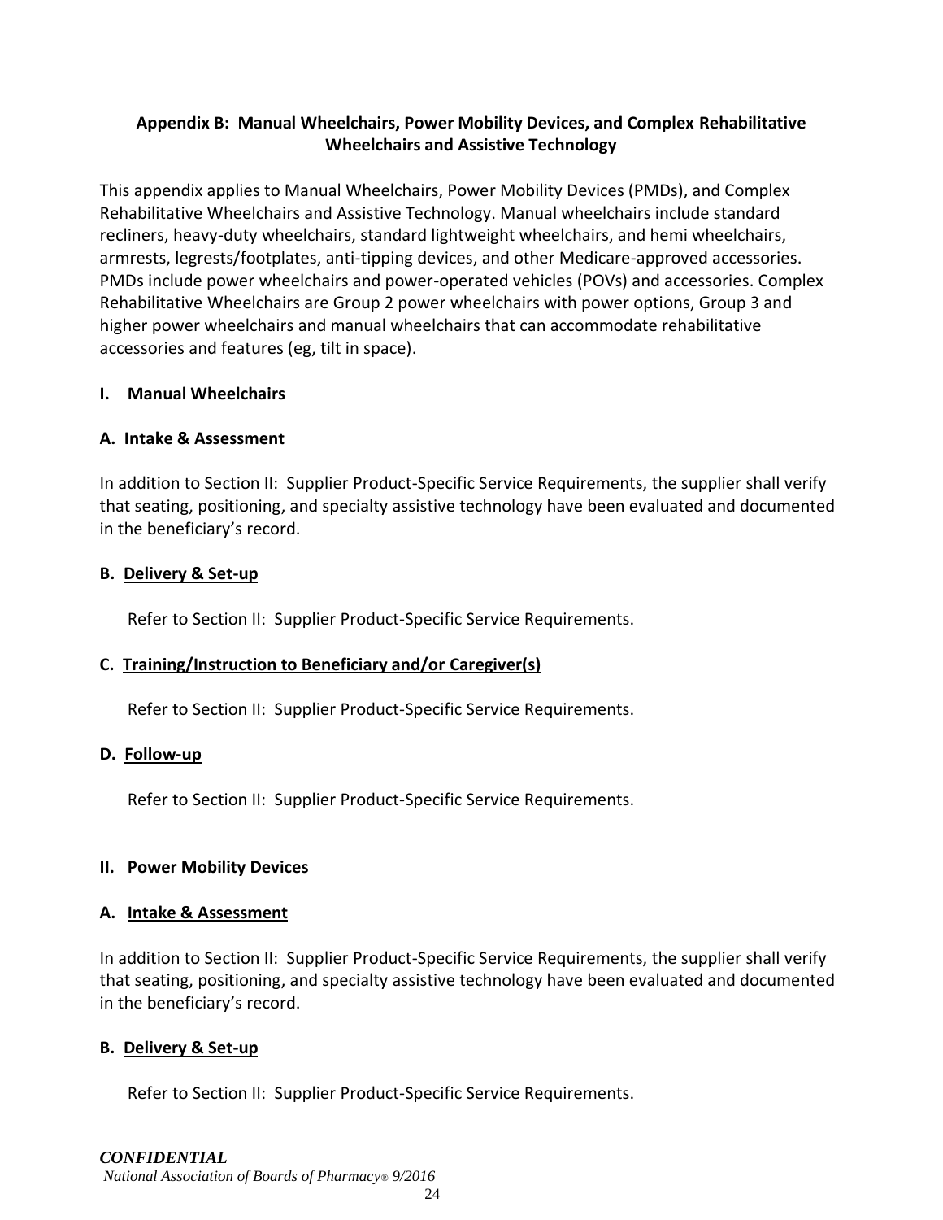## Appendix B: Manual Wheelchairs, Power Mobility Devices, and Complex Rehabilitative Wheelchairs and Assistive Technology

This appendix applies to Manual Wheelchairs, Power Mobility Devices (PMDs), and Complex Rehabilitative Wheelchairs and Assistive Technology. Manual wheelchairs include standard recliners, heavy-duty wheelchairs, standard lightweight wheelchairs, and hemi wheelchairs, armrests, legrests/footplates, anti-tipping devices, and other Medicare-approved accessories. PMDs include power wheelchairs and power-operated vehicles (POVs) and accessories. Complex Rehabilitative Wheelchairs are Group 2 power wheelchairs with power options, Group 3 and higher power wheelchairs and manual wheelchairs that can accommodate rehabilitative accessories and features (eg, tilt in space).

### I. Manual Wheelchairs

#### A. Intake & Assessment

In addition to Section II: Supplier Product-Specific Service Requirements, the supplier shall verify that seating, positioning, and specialty assistive technology have been evaluated and documented in the beneficiary's record.

#### B. Delivery & Set-up

Refer to Section II: Supplier Product-Specific Service Requirements.

#### C. Training/Instruction to Beneficiary and/or Caregiver(s)

Refer to Section II: Supplier Product-Specific Service Requirements.

#### D. Follow-up

Refer to Section II: Supplier Product-Specific Service Requirements.

### II. Power Mobility Devices

#### A. Intake & Assessment

In addition to Section II: Supplier Product-Specific Service Requirements, the supplier shall verify that seating, positioning, and specialty assistive technology have been evaluated and documented in the beneficiary's record.

#### B. Delivery & Set-up

Refer to Section II: Supplier Product-Specific Service Requirements.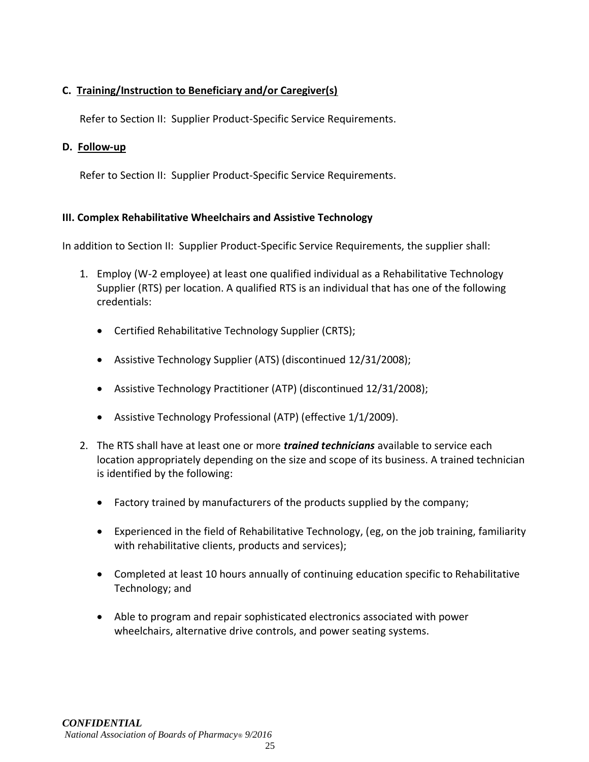**C. Training/Instruction to Beneficiary and/or Caregiver(s)**

Refer to Section II: Supplier Product-Specific Service Requirements.

**D. Follow-up**

Refer to Section II: Supplier Product-Specific Service Requirements.

**III. Complex Rehabilitative Wheelchairs and Assistive Technology**

In addition to Section II: Supplier Product-Specific Service Requirements, the supplier shall:

1. Employ (W-2 employee) at least one qualified individual as a Rehabilitative Technology Supplier (RTS) per location. A qualified RTS is an individual that has one of the following credentials:
   - Certified Rehabilitative Technology Supplier (CRTS);
   - Assistive Technology Supplier (ATS) (discontinued 12/31/2008);
   - Assistive Technology Practitioner (ATP) (discontinued 12/31/2008);
   - Assistive Technology Professional (ATP) (effective 1/1/2009).
2. The RTS shall have at least one or more ***trained technicians*** available to service each location appropriately depending on the size and scope of its business. A trained technician is identified by the following:
   - Factory trained by manufacturers of the products supplied by the company;
   - Experienced in the field of Rehabilitative Technology, (eg, on the job training, familiarity with rehabilitative clients, products and services);
   - Completed at least 10 hours annually of continuing education specific to Rehabilitative Technology; and
   - Able to program and repair sophisticated electronics associated with power wheelchairs, alternative drive controls, and power seating systems.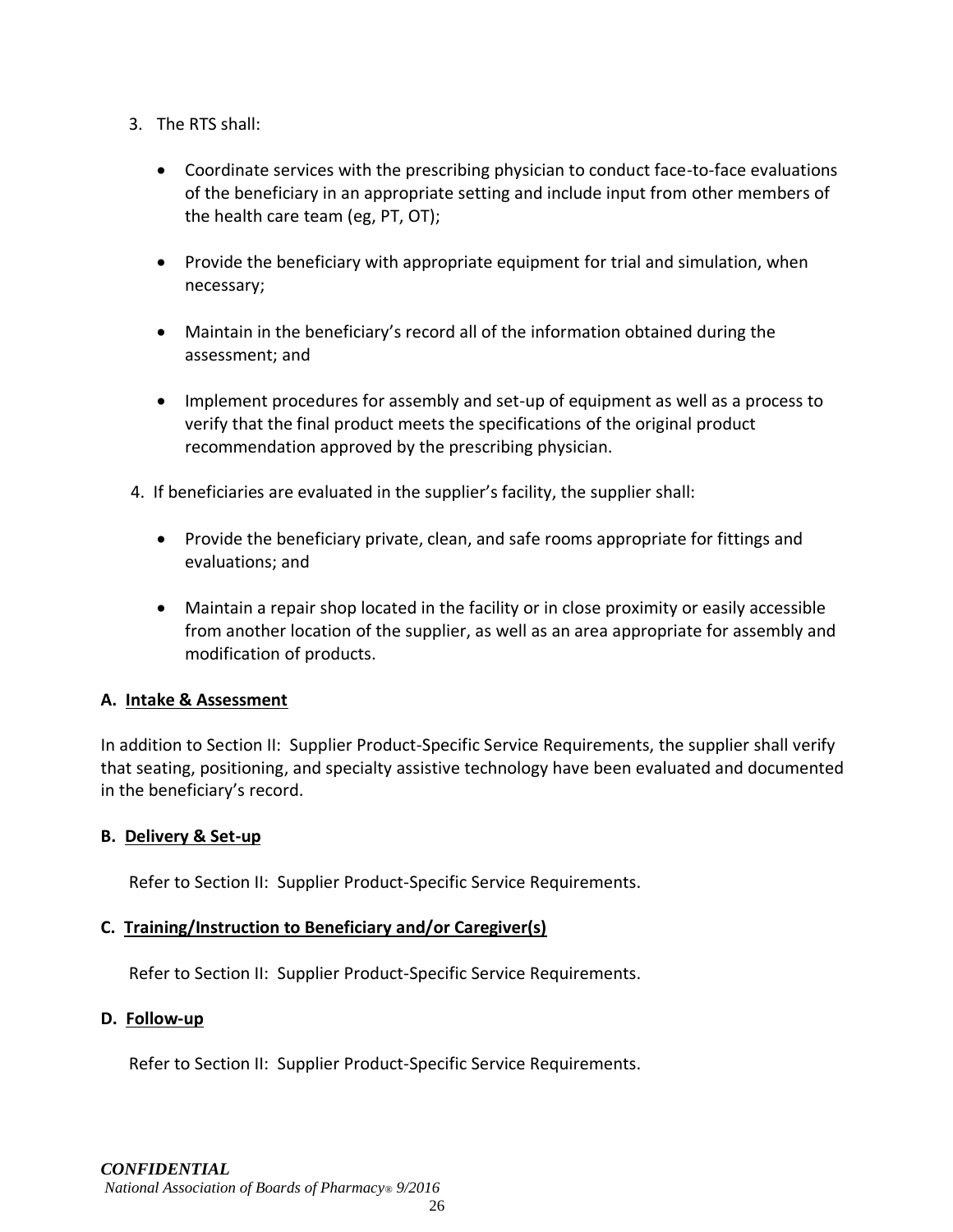3. The RTS shall:

   - Coordinate services with the prescribing physician to conduct face-to-face evaluations of the beneficiary in an appropriate setting and include input from other members of the health care team (eg, PT, OT);

   - Provide the beneficiary with appropriate equipment for trial and simulation, when necessary;

   - Maintain in the beneficiary's record all of the information obtained during the assessment; and

   - Implement procedures for assembly and set-up of equipment as well as a process to verify that the final product meets the specifications of the original product recommendation approved by the prescribing physician.

4. If beneficiaries are evaluated in the supplier's facility, the supplier shall:

   - Provide the beneficiary private, clean, and safe rooms appropriate for fittings and evaluations; and

   - Maintain a repair shop located in the facility or in close proximity or easily accessible from another location of the supplier, as well as an area appropriate for assembly and modification of products.

**A. Intake & Assessment**

In addition to Section II: Supplier Product-Specific Service Requirements, the supplier shall verify that seating, positioning, and specialty assistive technology have been evaluated and documented in the beneficiary's record.

**B. Delivery & Set-up**

Refer to Section II: Supplier Product-Specific Service Requirements.

**C. Training/Instruction to Beneficiary and/or Caregiver(s)**

Refer to Section II: Supplier Product-Specific Service Requirements.

**D. Follow-up**

Refer to Section II: Supplier Product-Specific Service Requirements.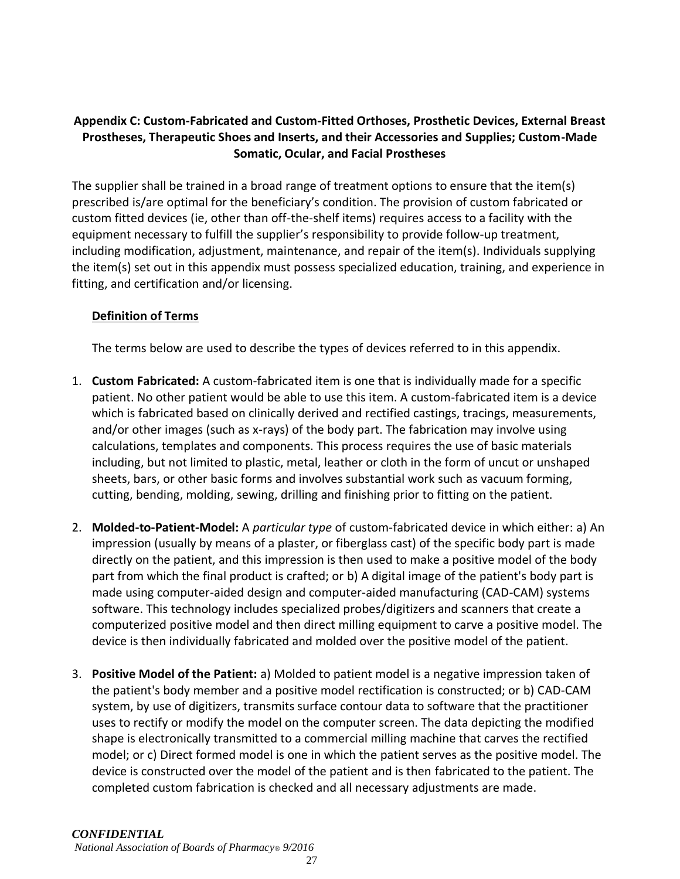## Appendix C: Custom-Fabricated and Custom-Fitted Orthoses, Prosthetic Devices, External Breast Prostheses, Therapeutic Shoes and Inserts, and their Accessories and Supplies; Custom-Made Somatic, Ocular, and Facial Prostheses

The supplier shall be trained in a broad range of treatment options to ensure that the item(s) prescribed is/are optimal for the beneficiary's condition. The provision of custom fabricated or custom fitted devices (ie, other than off-the-shelf items) requires access to a facility with the equipment necessary to fulfill the supplier's responsibility to provide follow-up treatment, including modification, adjustment, maintenance, and repair of the item(s). Individuals supplying the item(s) set out in this appendix must possess specialized education, training, and experience in fitting, and certification and/or licensing.

### Definition of Terms

The terms below are used to describe the types of devices referred to in this appendix.

1. **Custom Fabricated:** A custom-fabricated item is one that is individually made for a specific patient. No other patient would be able to use this item. A custom-fabricated item is a device which is fabricated based on clinically derived and rectified castings, tracings, measurements, and/or other images (such as x-rays) of the body part. The fabrication may involve using calculations, templates and components. This process requires the use of basic materials including, but not limited to plastic, metal, leather or cloth in the form of uncut or unshaped sheets, bars, or other basic forms and involves substantial work such as vacuum forming, cutting, bending, molding, sewing, drilling and finishing prior to fitting on the patient.

2. **Molded-to-Patient-Model:** A *particular type* of custom-fabricated device in which either: a) An impression (usually by means of a plaster, or fiberglass cast) of the specific body part is made directly on the patient, and this impression is then used to make a positive model of the body part from which the final product is crafted; or b) A digital image of the patient's body part is made using computer-aided design and computer-aided manufacturing (CAD-CAM) systems software. This technology includes specialized probes/digitizers and scanners that create a computerized positive model and then direct milling equipment to carve a positive model. The device is then individually fabricated and molded over the positive model of the patient.

3. **Positive Model of the Patient:** a) Molded to patient model is a negative impression taken of the patient's body member and a positive model rectification is constructed; or b) CAD-CAM system, by use of digitizers, transmits surface contour data to software that the practitioner uses to rectify or modify the model on the computer screen. The data depicting the modified shape is electronically transmitted to a commercial milling machine that carves the rectified model; or c) Direct formed model is one in which the patient serves as the positive model. The device is constructed over the model of the patient and is then fabricated to the patient. The completed custom fabrication is checked and all necessary adjustments are made.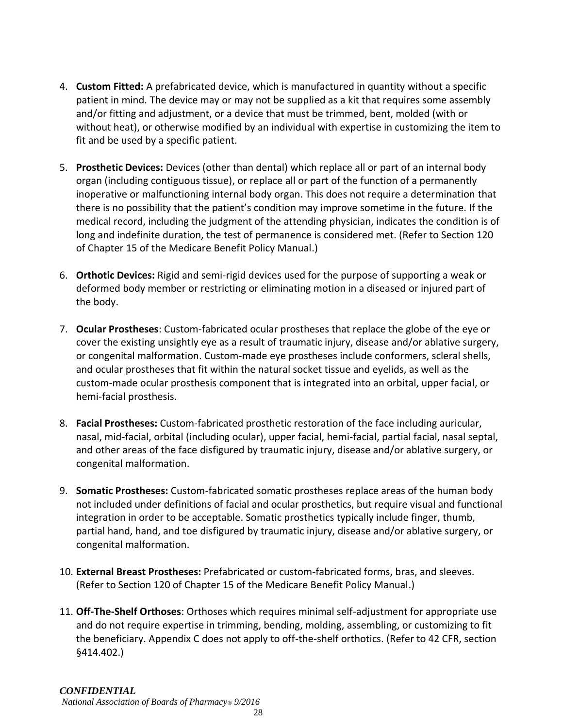4. **Custom Fitted:** A prefabricated device, which is manufactured in quantity without a specific patient in mind. The device may or may not be supplied as a kit that requires some assembly and/or fitting and adjustment, or a device that must be trimmed, bent, molded (with or without heat), or otherwise modified by an individual with expertise in customizing the item to fit and be used by a specific patient.

5. **Prosthetic Devices:** Devices (other than dental) which replace all or part of an internal body organ (including contiguous tissue), or replace all or part of the function of a permanently inoperative or malfunctioning internal body organ. This does not require a determination that there is no possibility that the patient's condition may improve sometime in the future. If the medical record, including the judgment of the attending physician, indicates the condition is of long and indefinite duration, the test of permanence is considered met. (Refer to Section 120 of Chapter 15 of the Medicare Benefit Policy Manual.)

6. **Orthotic Devices:** Rigid and semi-rigid devices used for the purpose of supporting a weak or deformed body member or restricting or eliminating motion in a diseased or injured part of the body.

7. **Ocular Prostheses**: Custom-fabricated ocular prostheses that replace the globe of the eye or cover the existing unsightly eye as a result of traumatic injury, disease and/or ablative surgery, or congenital malformation. Custom-made eye prostheses include conformers, scleral shells, and ocular prostheses that fit within the natural socket tissue and eyelids, as well as the custom-made ocular prosthesis component that is integrated into an orbital, upper facial, or hemi-facial prosthesis.

8. **Facial Prostheses:** Custom-fabricated prosthetic restoration of the face including auricular, nasal, mid-facial, orbital (including ocular), upper facial, hemi-facial, partial facial, nasal septal, and other areas of the face disfigured by traumatic injury, disease and/or ablative surgery, or congenital malformation.

9. **Somatic Prostheses:** Custom-fabricated somatic prostheses replace areas of the human body not included under definitions of facial and ocular prosthetics, but require visual and functional integration in order to be acceptable. Somatic prosthetics typically include finger, thumb, partial hand, hand, and toe disfigured by traumatic injury, disease and/or ablative surgery, or congenital malformation.

10. **External Breast Prostheses:** Prefabricated or custom-fabricated forms, bras, and sleeves. (Refer to Section 120 of Chapter 15 of the Medicare Benefit Policy Manual.)

11. **Off-The-Shelf Orthoses**: Orthoses which requires minimal self-adjustment for appropriate use and do not require expertise in trimming, bending, molding, assembling, or customizing to fit the beneficiary. Appendix C does not apply to off-the-shelf orthotics. (Refer to 42 CFR, section §414.402.)

***CONFIDENTIAL***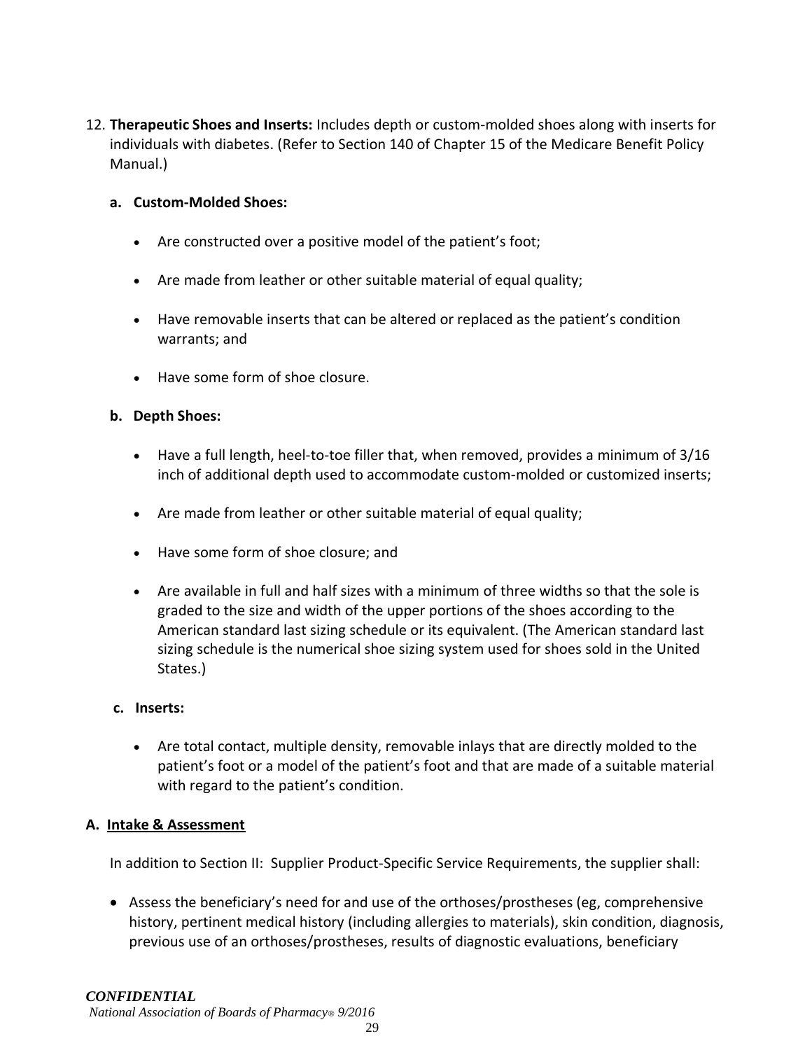12. **Therapeutic Shoes and Inserts:** Includes depth or custom-molded shoes along with inserts for individuals with diabetes. (Refer to Section 140 of Chapter 15 of the Medicare Benefit Policy Manual.)

    **a. Custom-Molded Shoes:**

    - Are constructed over a positive model of the patient's foot;
    - Are made from leather or other suitable material of equal quality;
    - Have removable inserts that can be altered or replaced as the patient's condition warrants; and
    - Have some form of shoe closure.

    **b. Depth Shoes:**

    - Have a full length, heel-to-toe filler that, when removed, provides a minimum of 3/16 inch of additional depth used to accommodate custom-molded or customized inserts;
    - Are made from leather or other suitable material of equal quality;
    - Have some form of shoe closure; and
    - Are available in full and half sizes with a minimum of three widths so that the sole is graded to the size and width of the upper portions of the shoes according to the American standard last sizing schedule or its equivalent. (The American standard last sizing schedule is the numerical shoe sizing system used for shoes sold in the United States.)

    **c. Inserts:**

    - Are total contact, multiple density, removable inlays that are directly molded to the patient's foot or a model of the patient's foot and that are made of a suitable material with regard to the patient's condition.

### A. Intake & Assessment

In addition to Section II: Supplier Product-Specific Service Requirements, the supplier shall:

- Assess the beneficiary's need for and use of the orthoses/prostheses (eg, comprehensive history, pertinent medical history (including allergies to materials), skin condition, diagnosis, previous use of an orthoses/prostheses, results of diagnostic evaluations, beneficiary

*CONFIDENTIAL*
*National Association of Boards of Pharmacy® 9/2016*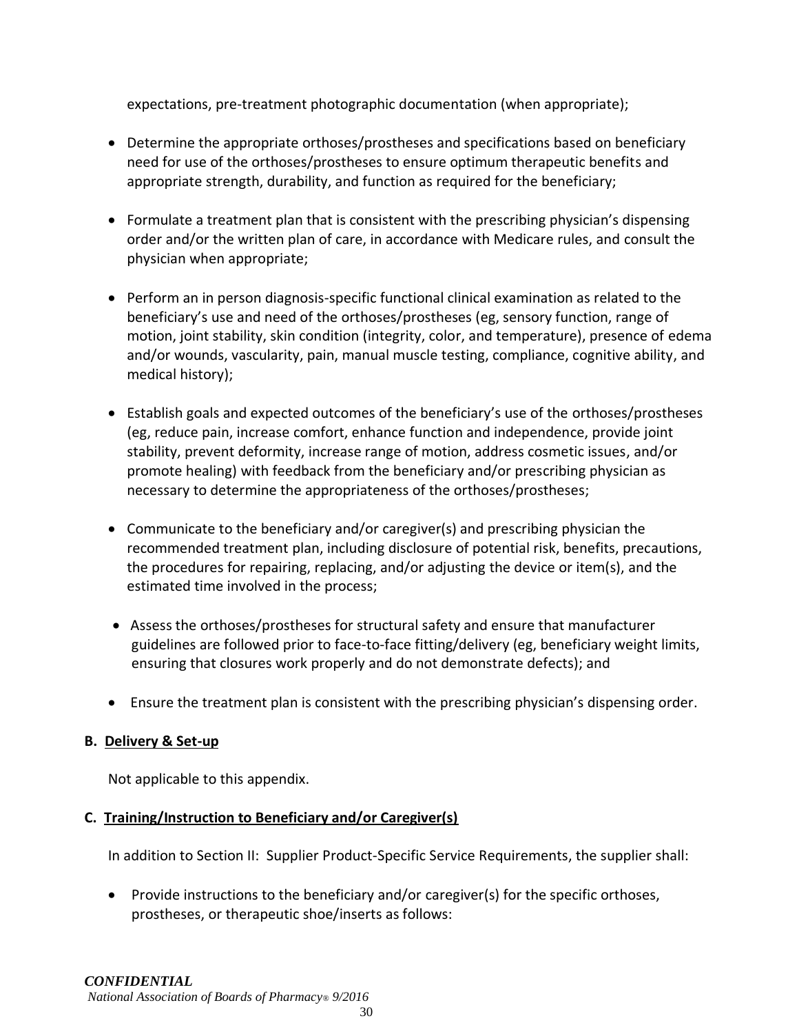expectations, pre-treatment photographic documentation (when appropriate);

- Determine the appropriate orthoses/prostheses and specifications based on beneficiary need for use of the orthoses/prostheses to ensure optimum therapeutic benefits and appropriate strength, durability, and function as required for the beneficiary;
- Formulate a treatment plan that is consistent with the prescribing physician's dispensing order and/or the written plan of care, in accordance with Medicare rules, and consult the physician when appropriate;
- Perform an in person diagnosis-specific functional clinical examination as related to the beneficiary's use and need of the orthoses/prostheses (eg, sensory function, range of motion, joint stability, skin condition (integrity, color, and temperature), presence of edema and/or wounds, vascularity, pain, manual muscle testing, compliance, cognitive ability, and medical history);
- Establish goals and expected outcomes of the beneficiary's use of the orthoses/prostheses (eg, reduce pain, increase comfort, enhance function and independence, provide joint stability, prevent deformity, increase range of motion, address cosmetic issues, and/or promote healing) with feedback from the beneficiary and/or prescribing physician as necessary to determine the appropriateness of the orthoses/prostheses;
- Communicate to the beneficiary and/or caregiver(s) and prescribing physician the recommended treatment plan, including disclosure of potential risk, benefits, precautions, the procedures for repairing, replacing, and/or adjusting the device or item(s), and the estimated time involved in the process;
- Assess the orthoses/prostheses for structural safety and ensure that manufacturer guidelines are followed prior to face-to-face fitting/delivery (eg, beneficiary weight limits, ensuring that closures work properly and do not demonstrate defects); and
- Ensure the treatment plan is consistent with the prescribing physician's dispensing order.

**B. Delivery & Set-up**

Not applicable to this appendix.

**C. Training/Instruction to Beneficiary and/or Caregiver(s)**

In addition to Section II: Supplier Product-Specific Service Requirements, the supplier shall:

- Provide instructions to the beneficiary and/or caregiver(s) for the specific orthoses, prostheses, or therapeutic shoe/inserts as follows:

*CONFIDENTIAL*
*National Association of Boards of Pharmacy® 9/2016*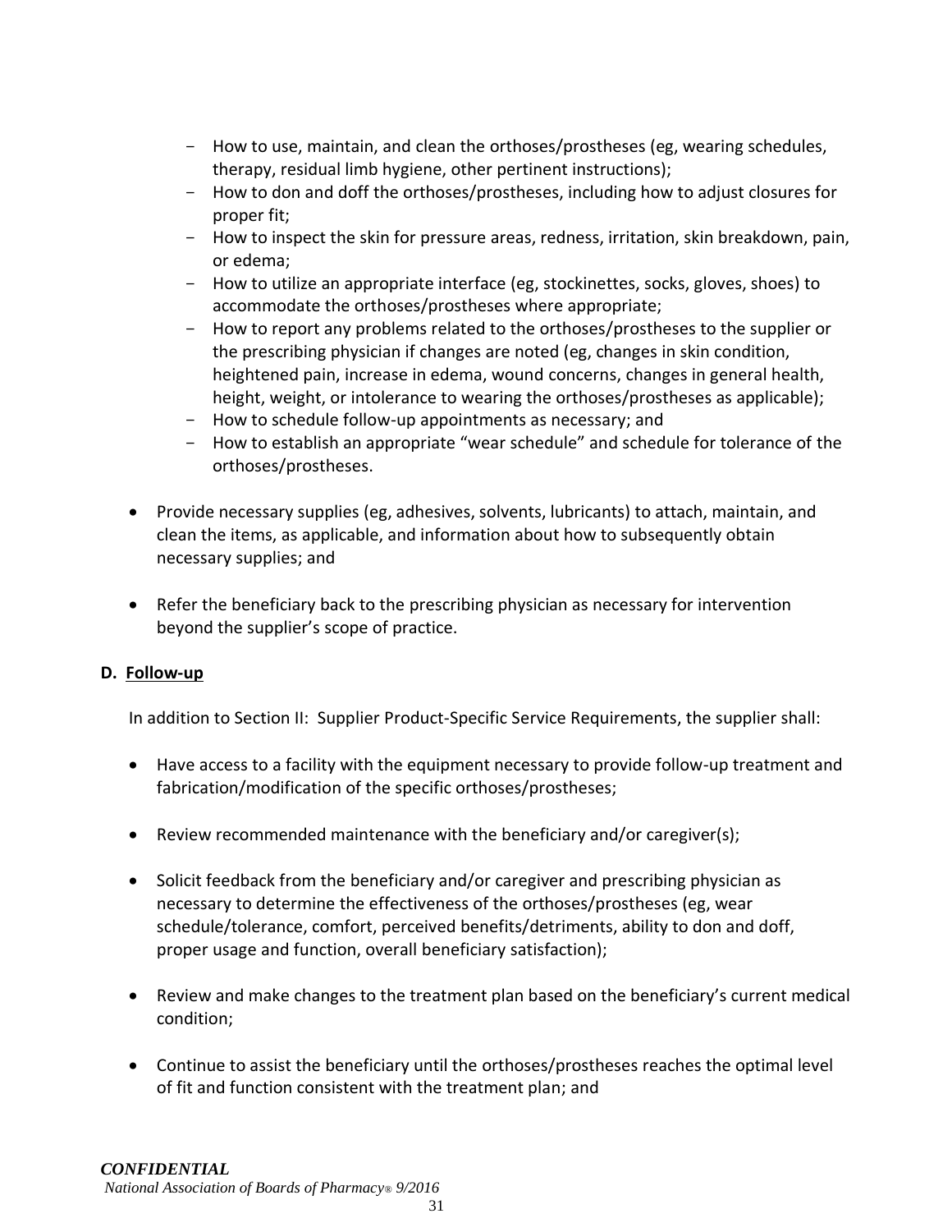- How to use, maintain, and clean the orthoses/prostheses (eg, wearing schedules, therapy, residual limb hygiene, other pertinent instructions);
  - How to don and doff the orthoses/prostheses, including how to adjust closures for proper fit;
  - How to inspect the skin for pressure areas, redness, irritation, skin breakdown, pain, or edema;
  - How to utilize an appropriate interface (eg, stockinettes, socks, gloves, shoes) to accommodate the orthoses/prostheses where appropriate;
  - How to report any problems related to the orthoses/prostheses to the supplier or the prescribing physician if changes are noted (eg, changes in skin condition, heightened pain, increase in edema, wound concerns, changes in general health, height, weight, or intolerance to wearing the orthoses/prostheses as applicable);
  - How to schedule follow-up appointments as necessary; and
  - How to establish an appropriate "wear schedule" and schedule for tolerance of the orthoses/prostheses.

- Provide necessary supplies (eg, adhesives, solvents, lubricants) to attach, maintain, and clean the items, as applicable, and information about how to subsequently obtain necessary supplies; and

- Refer the beneficiary back to the prescribing physician as necessary for intervention beyond the supplier's scope of practice.

### D. Follow-up

In addition to Section II: Supplier Product-Specific Service Requirements, the supplier shall:

- Have access to a facility with the equipment necessary to provide follow-up treatment and fabrication/modification of the specific orthoses/prostheses;

- Review recommended maintenance with the beneficiary and/or caregiver(s);

- Solicit feedback from the beneficiary and/or caregiver and prescribing physician as necessary to determine the effectiveness of the orthoses/prostheses (eg, wear schedule/tolerance, comfort, perceived benefits/detriments, ability to don and doff, proper usage and function, overall beneficiary satisfaction);

- Review and make changes to the treatment plan based on the beneficiary's current medical condition;

- Continue to assist the beneficiary until the orthoses/prostheses reaches the optimal level of fit and function consistent with the treatment plan; and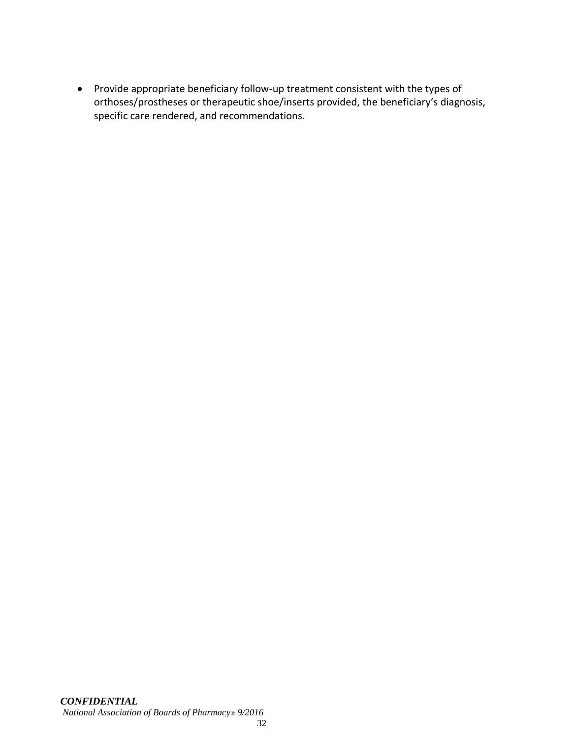- Provide appropriate beneficiary follow-up treatment consistent with the types of orthoses/prostheses or therapeutic shoe/inserts provided, the beneficiary's diagnosis, specific care rendered, and recommendations.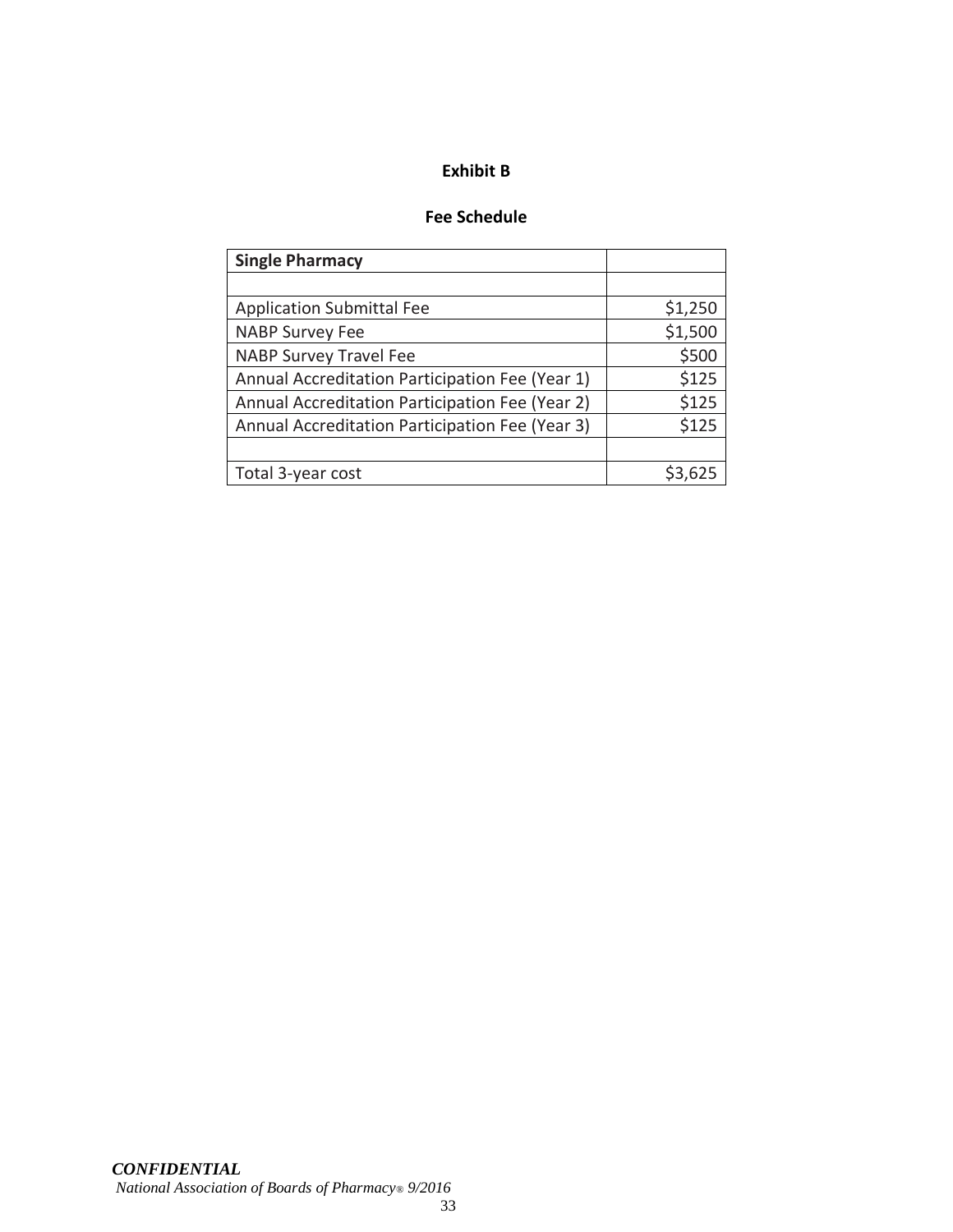## Exhibit B

## Fee Schedule

| Single Pharmacy | |
|---|---|
| | |
| Application Submittal Fee | $1,250 |
| NABP Survey Fee | $1,500 |
| NABP Survey Travel Fee | $500 |
| Annual Accreditation Participation Fee (Year 1) | $125 |
| Annual Accreditation Participation Fee (Year 2) | $125 |
| Annual Accreditation Participation Fee (Year 3) | $125 |
| | |
| Total 3-year cost | $3,625 |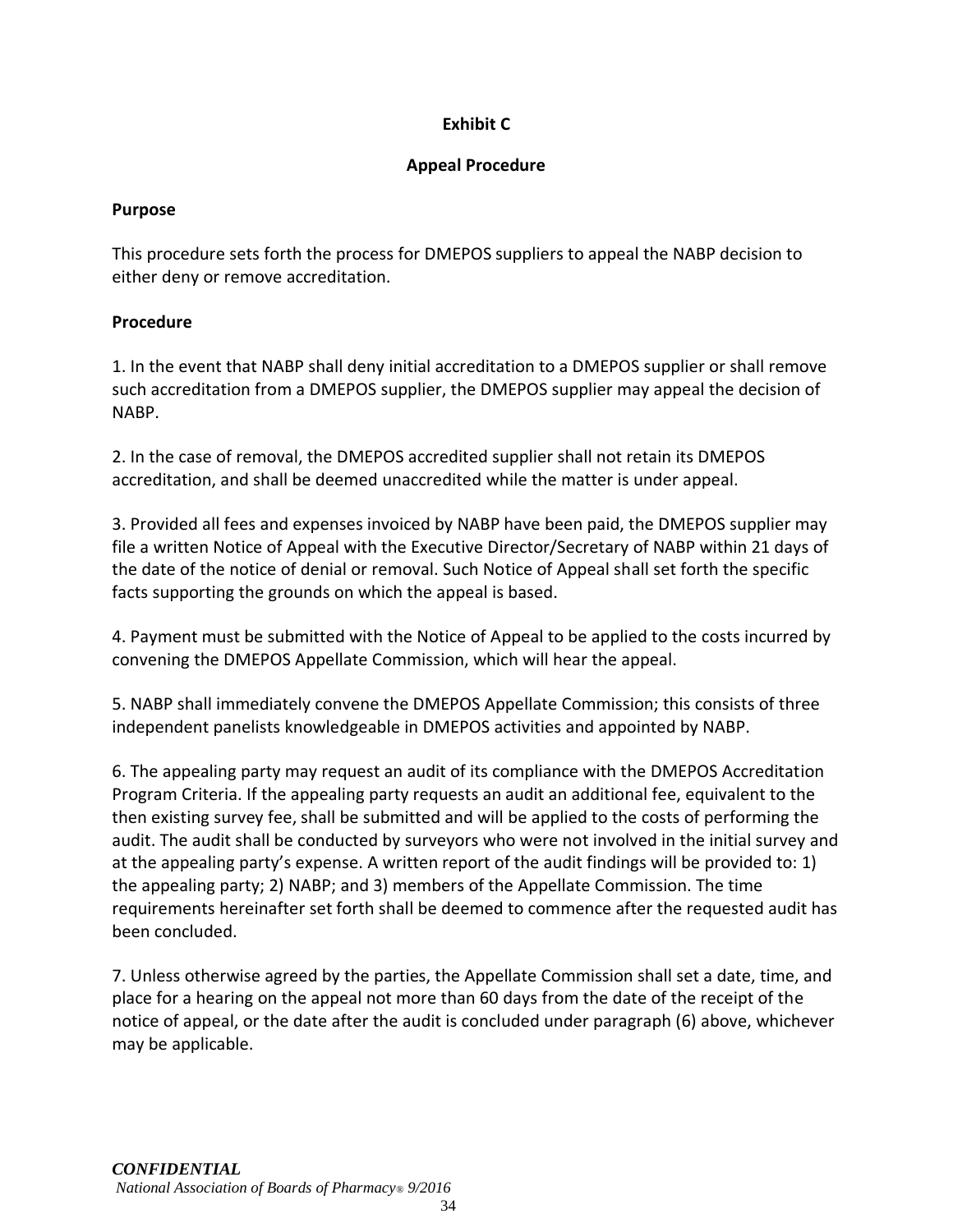**Exhibit C**

**Appeal Procedure**

**Purpose**

This procedure sets forth the process for DMEPOS suppliers to appeal the NABP decision to either deny or remove accreditation.

**Procedure**

1. In the event that NABP shall deny initial accreditation to a DMEPOS supplier or shall remove such accreditation from a DMEPOS supplier, the DMEPOS supplier may appeal the decision of NABP.

2. In the case of removal, the DMEPOS accredited supplier shall not retain its DMEPOS accreditation, and shall be deemed unaccredited while the matter is under appeal.

3. Provided all fees and expenses invoiced by NABP have been paid, the DMEPOS supplier may file a written Notice of Appeal with the Executive Director/Secretary of NABP within 21 days of the date of the notice of denial or removal. Such Notice of Appeal shall set forth the specific facts supporting the grounds on which the appeal is based.

4. Payment must be submitted with the Notice of Appeal to be applied to the costs incurred by convening the DMEPOS Appellate Commission, which will hear the appeal.

5. NABP shall immediately convene the DMEPOS Appellate Commission; this consists of three independent panelists knowledgeable in DMEPOS activities and appointed by NABP.

6. The appealing party may request an audit of its compliance with the DMEPOS Accreditation Program Criteria. If the appealing party requests an audit an additional fee, equivalent to the then existing survey fee, shall be submitted and will be applied to the costs of performing the audit. The audit shall be conducted by surveyors who were not involved in the initial survey and at the appealing party's expense. A written report of the audit findings will be provided to: 1) the appealing party; 2) NABP; and 3) members of the Appellate Commission. The time requirements hereinafter set forth shall be deemed to commence after the requested audit has been concluded.

7. Unless otherwise agreed by the parties, the Appellate Commission shall set a date, time, and place for a hearing on the appeal not more than 60 days from the date of the receipt of the notice of appeal, or the date after the audit is concluded under paragraph (6) above, whichever may be applicable.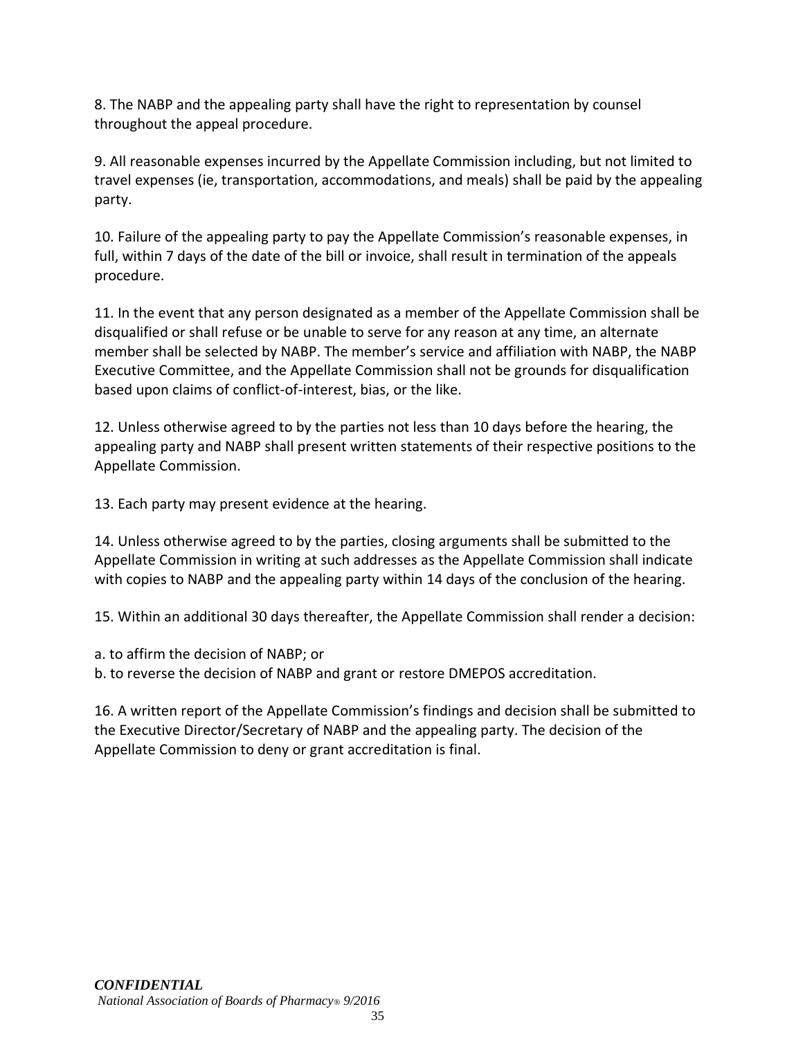8. The NABP and the appealing party shall have the right to representation by counsel throughout the appeal procedure.

9. All reasonable expenses incurred by the Appellate Commission including, but not limited to travel expenses (ie, transportation, accommodations, and meals) shall be paid by the appealing party.

10. Failure of the appealing party to pay the Appellate Commission's reasonable expenses, in full, within 7 days of the date of the bill or invoice, shall result in termination of the appeals procedure.

11. In the event that any person designated as a member of the Appellate Commission shall be disqualified or shall refuse or be unable to serve for any reason at any time, an alternate member shall be selected by NABP. The member's service and affiliation with NABP, the NABP Executive Committee, and the Appellate Commission shall not be grounds for disqualification based upon claims of conflict-of-interest, bias, or the like.

12. Unless otherwise agreed to by the parties not less than 10 days before the hearing, the appealing party and NABP shall present written statements of their respective positions to the Appellate Commission.

13. Each party may present evidence at the hearing.

14. Unless otherwise agreed to by the parties, closing arguments shall be submitted to the Appellate Commission in writing at such addresses as the Appellate Commission shall indicate with copies to NABP and the appealing party within 14 days of the conclusion of the hearing.

15. Within an additional 30 days thereafter, the Appellate Commission shall render a decision:

a. to affirm the decision of NABP; or
b. to reverse the decision of NABP and grant or restore DMEPOS accreditation.

16. A written report of the Appellate Commission's findings and decision shall be submitted to the Executive Director/Secretary of NABP and the appealing party. The decision of the Appellate Commission to deny or grant accreditation is final.

***CONFIDENTIAL***

*National Association of Boards of Pharmacy® 9/2016*